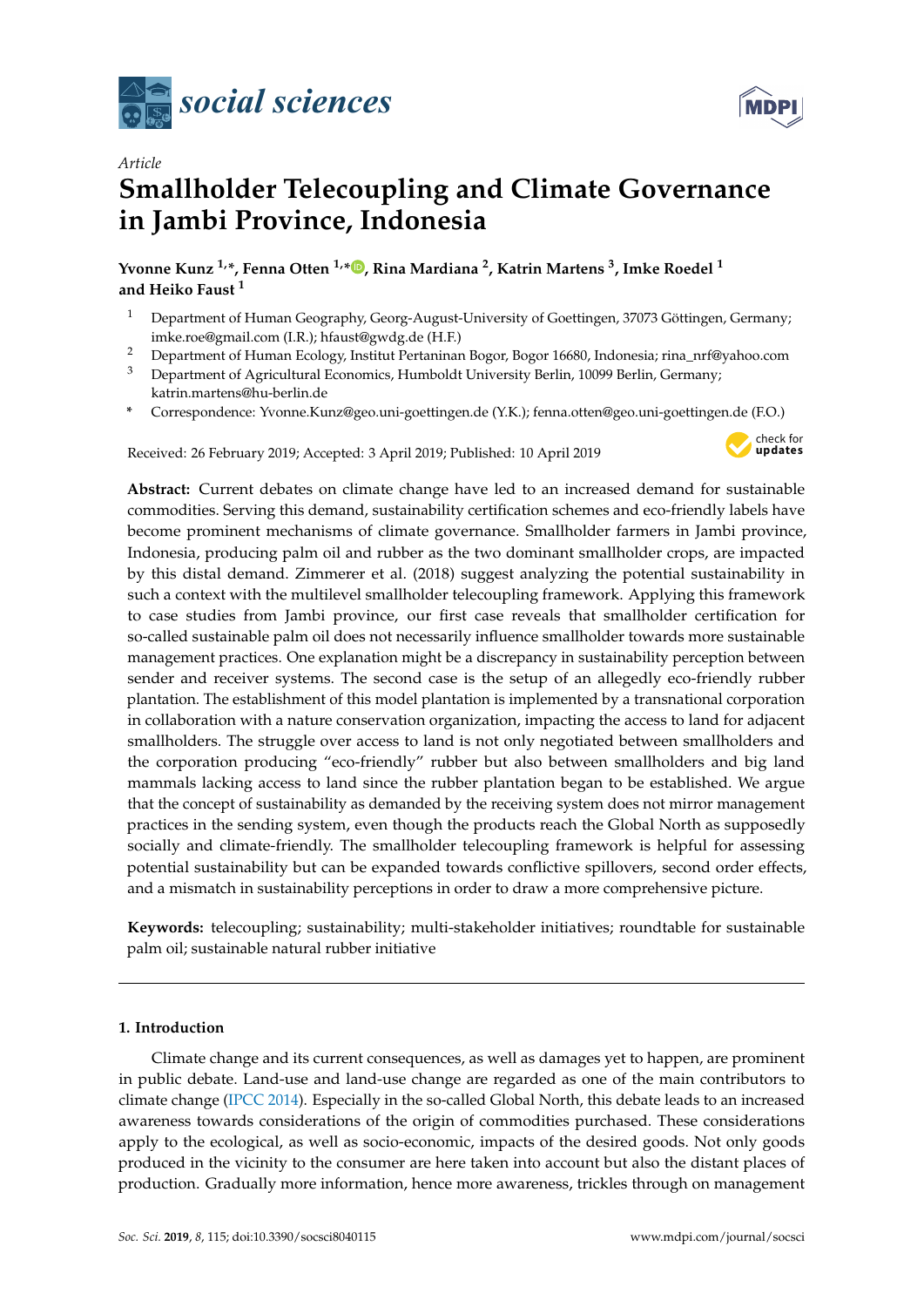*Article*

# Smallholder Telecoupling and Climate Governance in Jambi Province, Indonesia

**Yvonne Kunz [1,*], Fenna Otten [1,*], Rina Mardiana [2], Katrin Martens [3], Imke Roedel [1] and Heiko Faust [1]**

[1] Department of Human Geography, Georg-August-University of Goettingen, 37073 Göttingen, Germany; imke.roe@gmail.com (I.R.); hfaust@gwdg.de (H.F.)

[2] Department of Human Ecology, Institut Pertaninan Bogor, Bogor 16680, Indonesia; rina_nrf@yahoo.com

[3] Department of Agricultural Economics, Humboldt University Berlin, 10099 Berlin, Germany; katrin.martens@hu-berlin.de

[*] Correspondence: Yvonne.Kunz@geo.uni-goettingen.de (Y.K.); fenna.otten@geo.uni-goettingen.de (F.O.)

Received: 26 February 2019; Accepted: 3 April 2019; Published: 10 April 2019

**Abstract:** Current debates on climate change have led to an increased demand for sustainable commodities. Serving this demand, sustainability certification schemes and eco-friendly labels have become prominent mechanisms of climate governance. Smallholder farmers in Jambi province, Indonesia, producing palm oil and rubber as the two dominant smallholder crops, are impacted by this distal demand. Zimmerer et al. (2018) suggest analyzing the potential sustainability in such a context with the multilevel smallholder telecoupling framework. Applying this framework to case studies from Jambi province, our first case reveals that smallholder certification for so-called sustainable palm oil does not necessarily influence smallholder towards more sustainable management practices. One explanation might be a discrepancy in sustainability perception between sender and receiver systems. The second case is the setup of an allegedly eco-friendly rubber plantation. The establishment of this model plantation is implemented by a transnational corporation in collaboration with a nature conservation organization, impacting the access to land for adjacent smallholders. The struggle over access to land is not only negotiated between smallholders and the corporation producing "eco-friendly" rubber but also between smallholders and big land mammals lacking access to land since the rubber plantation began to be established. We argue that the concept of sustainability as demanded by the receiving system does not mirror management practices in the sending system, even though the products reach the Global North as supposedly socially and climate-friendly. The smallholder telecoupling framework is helpful for assessing potential sustainability but can be expanded towards conflictive spillovers, second order effects, and a mismatch in sustainability perceptions in order to draw a more comprehensive picture.

**Keywords:** telecoupling; sustainability; multi-stakeholder initiatives; roundtable for sustainable palm oil; sustainable natural rubber initiative

## 1. Introduction

Climate change and its current consequences, as well as damages yet to happen, are prominent in public debate. Land-use and land-use change are regarded as one of the main contributors to climate change (IPCC 2014). Especially in the so-called Global North, this debate leads to an increased awareness towards considerations of the origin of commodities purchased. These considerations apply to the ecological, as well as socio-economic, impacts of the desired goods. Not only goods produced in the vicinity to the consumer are here taken into account but also the distant places of production. Gradually more information, hence more awareness, trickles through on management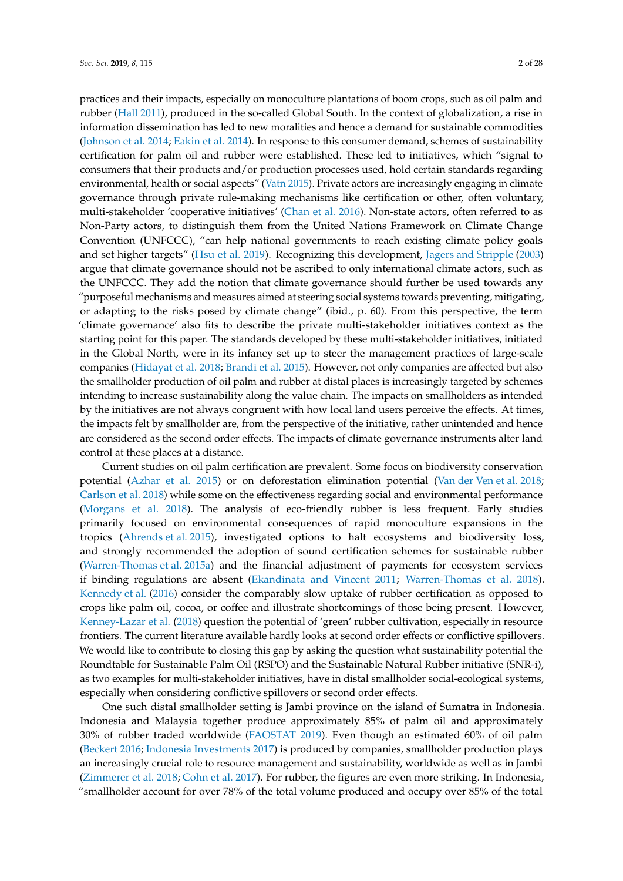practices and their impacts, especially on monoculture plantations of boom crops, such as oil palm and rubber (Hall 2011), produced in the so-called Global South. In the context of globalization, a rise in information dissemination has led to new moralities and hence a demand for sustainable commodities (Johnson et al. 2014; Eakin et al. 2014). In response to this consumer demand, schemes of sustainability certification for palm oil and rubber were established. These led to initiatives, which "signal to consumers that their products and/or production processes used, hold certain standards regarding environmental, health or social aspects" (Vatn 2015). Private actors are increasingly engaging in climate governance through private rule-making mechanisms like certification or other, often voluntary, multi-stakeholder 'cooperative initiatives' (Chan et al. 2016). Non-state actors, often referred to as Non-Party actors, to distinguish them from the United Nations Framework on Climate Change Convention (UNFCCC), "can help national governments to reach existing climate policy goals and set higher targets" (Hsu et al. 2019). Recognizing this development, Jagers and Stripple (2003) argue that climate governance should not be ascribed to only international climate actors, such as the UNFCCC. They add the notion that climate governance should further be used towards any "purposeful mechanisms and measures aimed at steering social systems towards preventing, mitigating, or adapting to the risks posed by climate change" (ibid., p. 60). From this perspective, the term 'climate governance' also fits to describe the private multi-stakeholder initiatives context as the starting point for this paper. The standards developed by these multi-stakeholder initiatives, initiated in the Global North, were in its infancy set up to steer the management practices of large-scale companies (Hidayat et al. 2018; Brandi et al. 2015). However, not only companies are affected but also the smallholder production of oil palm and rubber at distal places is increasingly targeted by schemes intending to increase sustainability along the value chain. The impacts on smallholders as intended by the initiatives are not always congruent with how local land users perceive the effects. At times, the impacts felt by smallholder are, from the perspective of the initiative, rather unintended and hence are considered as the second order effects. The impacts of climate governance instruments alter land control at these places at a distance.

Current studies on oil palm certification are prevalent. Some focus on biodiversity conservation potential (Azhar et al. 2015) or on deforestation elimination potential (Van der Ven et al. 2018; Carlson et al. 2018) while some on the effectiveness regarding social and environmental performance (Morgans et al. 2018). The analysis of eco-friendly rubber is less frequent. Early studies primarily focused on environmental consequences of rapid monoculture expansions in the tropics (Ahrends et al. 2015), investigated options to halt ecosystems and biodiversity loss, and strongly recommended the adoption of sound certification schemes for sustainable rubber (Warren-Thomas et al. 2015a) and the financial adjustment of payments for ecosystem services if binding regulations are absent (Ekandinata and Vincent 2011; Warren-Thomas et al. 2018). Kennedy et al. (2016) consider the comparably slow uptake of rubber certification as opposed to crops like palm oil, cocoa, or coffee and illustrate shortcomings of those being present. However, Kenney-Lazar et al. (2018) question the potential of 'green' rubber cultivation, especially in resource frontiers. The current literature available hardly looks at second order effects or conflictive spillovers. We would like to contribute to closing this gap by asking the question what sustainability potential the Roundtable for Sustainable Palm Oil (RSPO) and the Sustainable Natural Rubber initiative (SNR-i), as two examples for multi-stakeholder initiatives, have in distal smallholder social-ecological systems, especially when considering conflictive spillovers or second order effects.

One such distal smallholder setting is Jambi province on the island of Sumatra in Indonesia. Indonesia and Malaysia together produce approximately 85% of palm oil and approximately 30% of rubber traded worldwide (FAOSTAT 2019). Even though an estimated 60% of oil palm (Beckert 2016; Indonesia Investments 2017) is produced by companies, smallholder production plays an increasingly crucial role to resource management and sustainability, worldwide as well as in Jambi (Zimmerer et al. 2018; Cohn et al. 2017). For rubber, the figures are even more striking. In Indonesia, "smallholder account for over 78% of the total volume produced and occupy over 85% of the total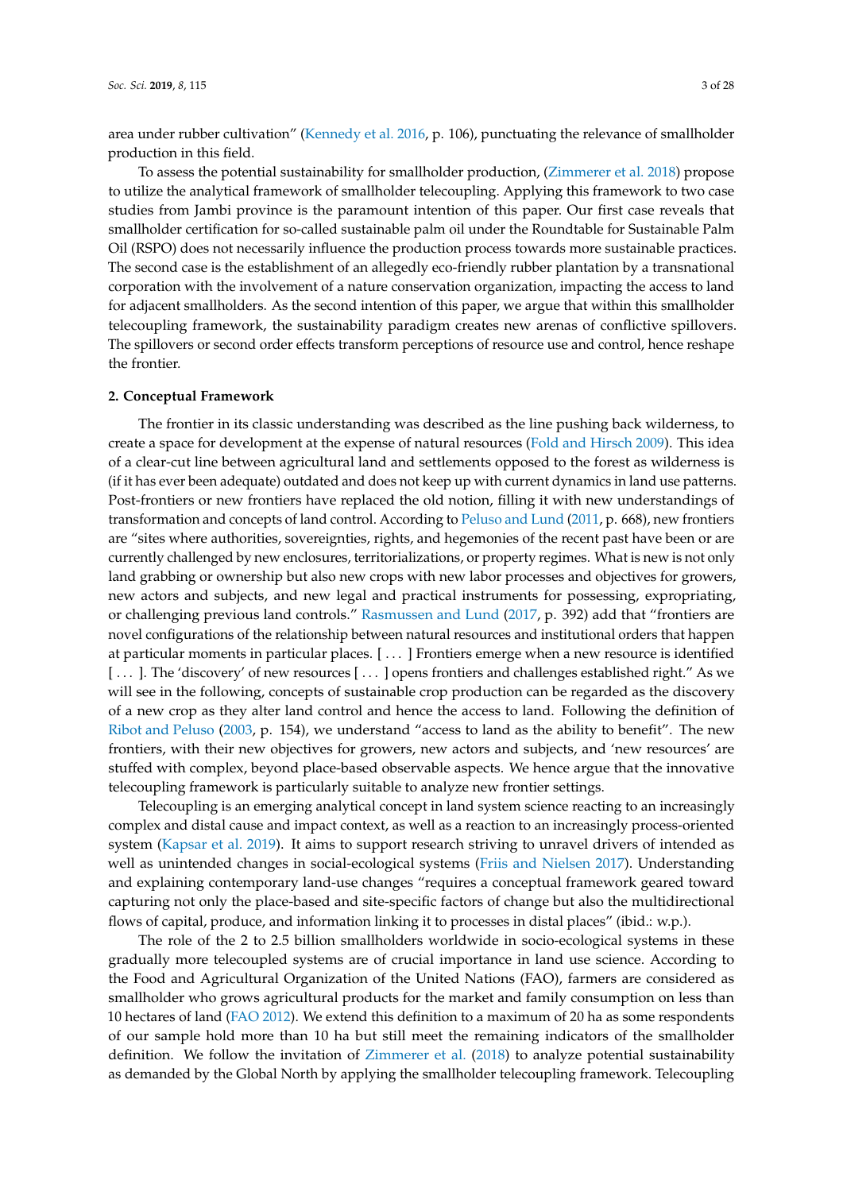area under rubber cultivation" (Kennedy et al. 2016, p. 106), punctuating the relevance of smallholder production in this field.

To assess the potential sustainability for smallholder production, (Zimmerer et al. 2018) propose to utilize the analytical framework of smallholder telecoupling. Applying this framework to two case studies from Jambi province is the paramount intention of this paper. Our first case reveals that smallholder certification for so-called sustainable palm oil under the Roundtable for Sustainable Palm Oil (RSPO) does not necessarily influence the production process towards more sustainable practices. The second case is the establishment of an allegedly eco-friendly rubber plantation by a transnational corporation with the involvement of a nature conservation organization, impacting the access to land for adjacent smallholders. As the second intention of this paper, we argue that within this smallholder telecoupling framework, the sustainability paradigm creates new arenas of conflictive spillovers. The spillovers or second order effects transform perceptions of resource use and control, hence reshape the frontier.

## 2. Conceptual Framework

The frontier in its classic understanding was described as the line pushing back wilderness, to create a space for development at the expense of natural resources (Fold and Hirsch 2009). This idea of a clear-cut line between agricultural land and settlements opposed to the forest as wilderness is (if it has ever been adequate) outdated and does not keep up with current dynamics in land use patterns. Post-frontiers or new frontiers have replaced the old notion, filling it with new understandings of transformation and concepts of land control. According to Peluso and Lund (2011, p. 668), new frontiers are "sites where authorities, sovereignties, rights, and hegemonies of the recent past have been or are currently challenged by new enclosures, territorializations, or property regimes. What is new is not only land grabbing or ownership but also new crops with new labor processes and objectives for growers, new actors and subjects, and new legal and practical instruments for possessing, expropriating, or challenging previous land controls." Rasmussen and Lund (2017, p. 392) add that "frontiers are novel configurations of the relationship between natural resources and institutional orders that happen at particular moments in particular places. [ . . . ] Frontiers emerge when a new resource is identified [ . . . ]. The 'discovery' of new resources [ . . . ] opens frontiers and challenges established right." As we will see in the following, concepts of sustainable crop production can be regarded as the discovery of a new crop as they alter land control and hence the access to land. Following the definition of Ribot and Peluso (2003, p. 154), we understand "access to land as the ability to benefit". The new frontiers, with their new objectives for growers, new actors and subjects, and 'new resources' are stuffed with complex, beyond place-based observable aspects. We hence argue that the innovative telecoupling framework is particularly suitable to analyze new frontier settings.

Telecoupling is an emerging analytical concept in land system science reacting to an increasingly complex and distal cause and impact context, as well as a reaction to an increasingly process-oriented system (Kapsar et al. 2019). It aims to support research striving to unravel drivers of intended as well as unintended changes in social-ecological systems (Friis and Nielsen 2017). Understanding and explaining contemporary land-use changes "requires a conceptual framework geared toward capturing not only the place-based and site-specific factors of change but also the multidirectional flows of capital, produce, and information linking it to processes in distal places" (ibid.: w.p.).

The role of the 2 to 2.5 billion smallholders worldwide in socio-ecological systems in these gradually more telecoupled systems are of crucial importance in land use science. According to the Food and Agricultural Organization of the United Nations (FAO), farmers are considered as smallholder who grows agricultural products for the market and family consumption on less than 10 hectares of land (FAO 2012). We extend this definition to a maximum of 20 ha as some respondents of our sample hold more than 10 ha but still meet the remaining indicators of the smallholder definition. We follow the invitation of Zimmerer et al. (2018) to analyze potential sustainability as demanded by the Global North by applying the smallholder telecoupling framework. Telecoupling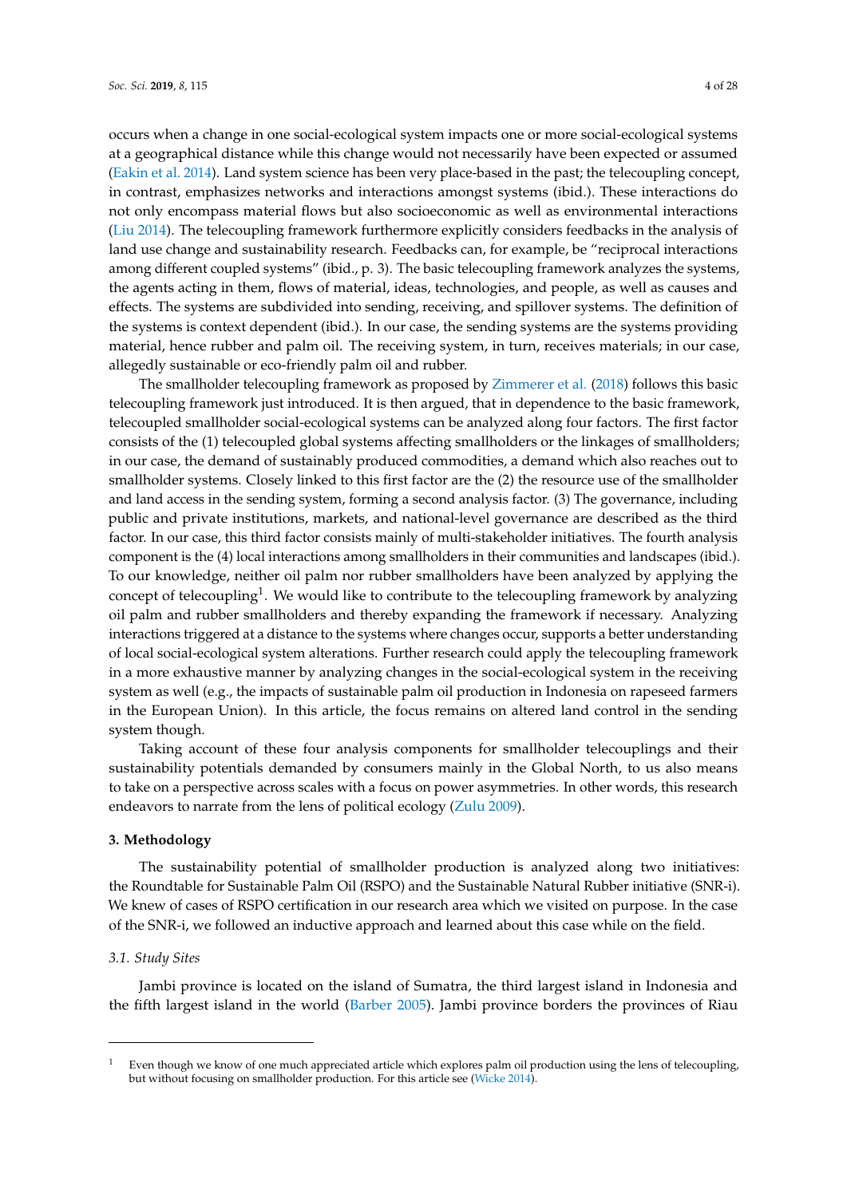occurs when a change in one social-ecological system impacts one or more social-ecological systems at a geographical distance while this change would not necessarily have been expected or assumed (Eakin et al. 2014). Land system science has been very place-based in the past; the telecoupling concept, in contrast, emphasizes networks and interactions amongst systems (ibid.). These interactions do not only encompass material flows but also socioeconomic as well as environmental interactions (Liu 2014). The telecoupling framework furthermore explicitly considers feedbacks in the analysis of land use change and sustainability research. Feedbacks can, for example, be "reciprocal interactions among different coupled systems" (ibid., p. 3). The basic telecoupling framework analyzes the systems, the agents acting in them, flows of material, ideas, technologies, and people, as well as causes and effects. The systems are subdivided into sending, receiving, and spillover systems. The definition of the systems is context dependent (ibid.). In our case, the sending systems are the systems providing material, hence rubber and palm oil. The receiving system, in turn, receives materials; in our case, allegedly sustainable or eco-friendly palm oil and rubber.

The smallholder telecoupling framework as proposed by Zimmerer et al. (2018) follows this basic telecoupling framework just introduced. It is then argued, that in dependence to the basic framework, telecoupled smallholder social-ecological systems can be analyzed along four factors. The first factor consists of the (1) telecoupled global systems affecting smallholders or the linkages of smallholders; in our case, the demand of sustainably produced commodities, a demand which also reaches out to smallholder systems. Closely linked to this first factor are the (2) the resource use of the smallholder and land access in the sending system, forming a second analysis factor. (3) The governance, including public and private institutions, markets, and national-level governance are described as the third factor. In our case, this third factor consists mainly of multi-stakeholder initiatives. The fourth analysis component is the (4) local interactions among smallholders in their communities and landscapes (ibid.). To our knowledge, neither oil palm nor rubber smallholders have been analyzed by applying the concept of telecoupling[1]. We would like to contribute to the telecoupling framework by analyzing oil palm and rubber smallholders and thereby expanding the framework if necessary. Analyzing interactions triggered at a distance to the systems where changes occur, supports a better understanding of local social-ecological system alterations. Further research could apply the telecoupling framework in a more exhaustive manner by analyzing changes in the social-ecological system in the receiving system as well (e.g., the impacts of sustainable palm oil production in Indonesia on rapeseed farmers in the European Union). In this article, the focus remains on altered land control in the sending system though.

Taking account of these four analysis components for smallholder telecouplings and their sustainability potentials demanded by consumers mainly in the Global North, to us also means to take on a perspective across scales with a focus on power asymmetries. In other words, this research endeavors to narrate from the lens of political ecology (Zulu 2009).

## 3. Methodology

The sustainability potential of smallholder production is analyzed along two initiatives: the Roundtable for Sustainable Palm Oil (RSPO) and the Sustainable Natural Rubber initiative (SNR-i). We knew of cases of RSPO certification in our research area which we visited on purpose. In the case of the SNR-i, we followed an inductive approach and learned about this case while on the field.

### 3.1. Study Sites

Jambi province is located on the island of Sumatra, the third largest island in Indonesia and the fifth largest island in the world (Barber 2005). Jambi province borders the provinces of Riau

---

[1] Even though we know of one much appreciated article which explores palm oil production using the lens of telecoupling, but without focusing on smallholder production. For this article see (Wicke 2014).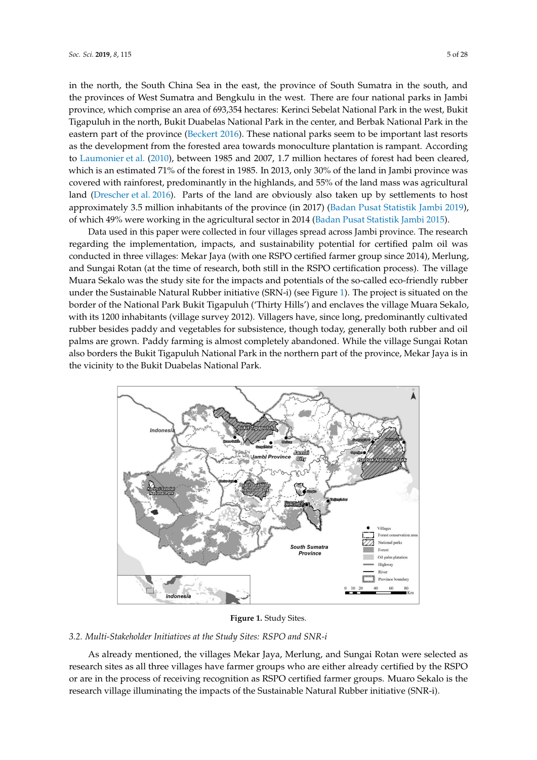in the north, the South China Sea in the east, the province of South Sumatra in the south, and the provinces of West Sumatra and Bengkulu in the west. There are four national parks in Jambi province, which comprise an area of 693,354 hectares: Kerinci Sebelat National Park in the west, Bukit Tigapuluh in the north, Bukit Duabelas National Park in the center, and Berbak National Park in the eastern part of the province (Beckert 2016). These national parks seem to be important last resorts as the development from the forested area towards monoculture plantation is rampant. According to Laumonier et al. (2010), between 1985 and 2007, 1.7 million hectares of forest had been cleared, which is an estimated 71% of the forest in 1985. In 2013, only 30% of the land in Jambi province was covered with rainforest, predominantly in the highlands, and 55% of the land mass was agricultural land (Drescher et al. 2016). Parts of the land are obviously also taken up by settlements to host approximately 3.5 million inhabitants of the province (in 2017) (Badan Pusat Statistik Jambi 2019), of which 49% were working in the agricultural sector in 2014 (Badan Pusat Statistik Jambi 2015).

Data used in this paper were collected in four villages spread across Jambi province. The research regarding the implementation, impacts, and sustainability potential for certified palm oil was conducted in three villages: Mekar Jaya (with one RSPO certified farmer group since 2014), Merlung, and Sungai Rotan (at the time of research, both still in the RSPO certification process). The village Muara Sekalo was the study site for the impacts and potentials of the so-called eco-friendly rubber under the Sustainable Natural Rubber initiative (SRN-i) (see Figure 1). The project is situated on the border of the National Park Bukit Tigapuluh ('Thirty Hills') and enclaves the village Muara Sekalo, with its 1200 inhabitants (village survey 2012). Villagers have, since long, predominantly cultivated rubber besides paddy and vegetables for subsistence, though today, generally both rubber and oil palms are grown. Paddy farming is almost completely abandoned. While the village Sungai Rotan also borders the Bukit Tigapuluh National Park in the northern part of the province, Mekar Jaya is in the vicinity to the Bukit Duabelas National Park.

**Figure 1.** Study Sites.

### 3.2. Multi-Stakeholder Initiatives at the Study Sites: RSPO and SNR-i

As already mentioned, the villages Mekar Jaya, Merlung, and Sungai Rotan were selected as research sites as all three villages have farmer groups who are either already certified by the RSPO or are in the process of receiving recognition as RSPO certified farmer groups. Muaro Sekalo is the research village illuminating the impacts of the Sustainable Natural Rubber initiative (SNR-i).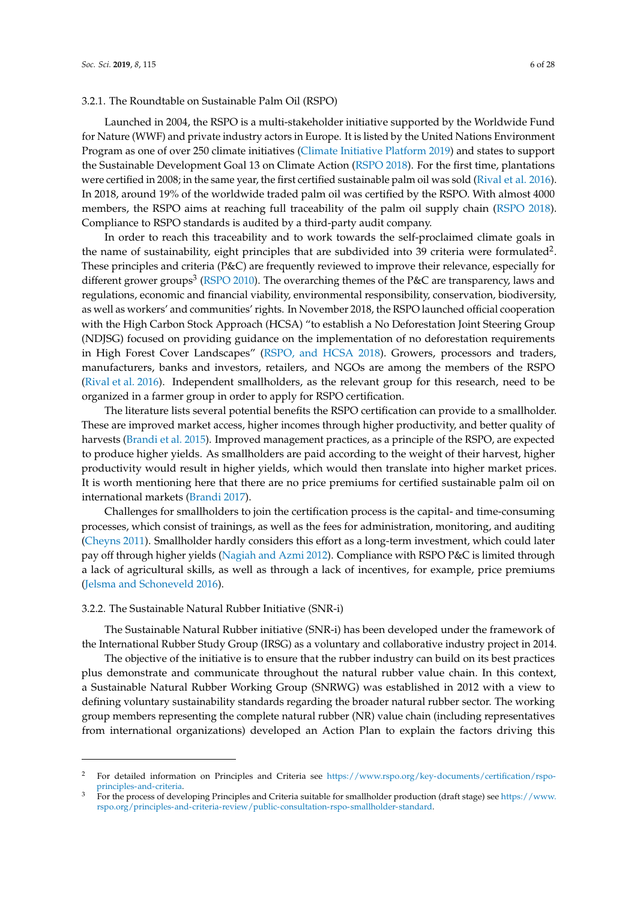### 3.2.1. The Roundtable on Sustainable Palm Oil (RSPO)

Launched in 2004, the RSPO is a multi-stakeholder initiative supported by the Worldwide Fund for Nature (WWF) and private industry actors in Europe. It is listed by the United Nations Environment Program as one of over 250 climate initiatives (Climate Initiative Platform 2019) and states to support the Sustainable Development Goal 13 on Climate Action (RSPO 2018). For the first time, plantations were certified in 2008; in the same year, the first certified sustainable palm oil was sold (Rival et al. 2016). In 2018, around 19% of the worldwide traded palm oil was certified by the RSPO. With almost 4000 members, the RSPO aims at reaching full traceability of the palm oil supply chain (RSPO 2018). Compliance to RSPO standards is audited by a third-party audit company.

In order to reach this traceability and to work towards the self-proclaimed climate goals in the name of sustainability, eight principles that are subdivided into 39 criteria were formulated[2]. These principles and criteria (P&C) are frequently reviewed to improve their relevance, especially for different grower groups[3] (RSPO 2010). The overarching themes of the P&C are transparency, laws and regulations, economic and financial viability, environmental responsibility, conservation, biodiversity, as well as workers' and communities' rights. In November 2018, the RSPO launched official cooperation with the High Carbon Stock Approach (HCSA) "to establish a No Deforestation Joint Steering Group (NDJSG) focused on providing guidance on the implementation of no deforestation requirements in High Forest Cover Landscapes" (RSPO, and HCSA 2018). Growers, processors and traders, manufacturers, banks and investors, retailers, and NGOs are among the members of the RSPO (Rival et al. 2016). Independent smallholders, as the relevant group for this research, need to be organized in a farmer group in order to apply for RSPO certification.

The literature lists several potential benefits the RSPO certification can provide to a smallholder. These are improved market access, higher incomes through higher productivity, and better quality of harvests (Brandi et al. 2015). Improved management practices, as a principle of the RSPO, are expected to produce higher yields. As smallholders are paid according to the weight of their harvest, higher productivity would result in higher yields, which would then translate into higher market prices. It is worth mentioning here that there are no price premiums for certified sustainable palm oil on international markets (Brandi 2017).

Challenges for smallholders to join the certification process is the capital- and time-consuming processes, which consist of trainings, as well as the fees for administration, monitoring, and auditing (Cheyns 2011). Smallholder hardly considers this effort as a long-term investment, which could later pay off through higher yields (Nagiah and Azmi 2012). Compliance with RSPO P&C is limited through a lack of agricultural skills, as well as through a lack of incentives, for example, price premiums (Jelsma and Schoneveld 2016).

### 3.2.2. The Sustainable Natural Rubber Initiative (SNR-i)

The Sustainable Natural Rubber initiative (SNR-i) has been developed under the framework of the International Rubber Study Group (IRSG) as a voluntary and collaborative industry project in 2014.

The objective of the initiative is to ensure that the rubber industry can build on its best practices plus demonstrate and communicate throughout the natural rubber value chain. In this context, a Sustainable Natural Rubber Working Group (SNRWG) was established in 2012 with a view to defining voluntary sustainability standards regarding the broader natural rubber sector. The working group members representing the complete natural rubber (NR) value chain (including representatives from international organizations) developed an Action Plan to explain the factors driving this

---

[2] For detailed information on Principles and Criteria see https://www.rspo.org/key-documents/certification/rspo-principles-and-criteria.

[3] For the process of developing Principles and Criteria suitable for smallholder production (draft stage) see https://www.rspo.org/principles-and-criteria-review/public-consultation-rspo-smallholder-standard.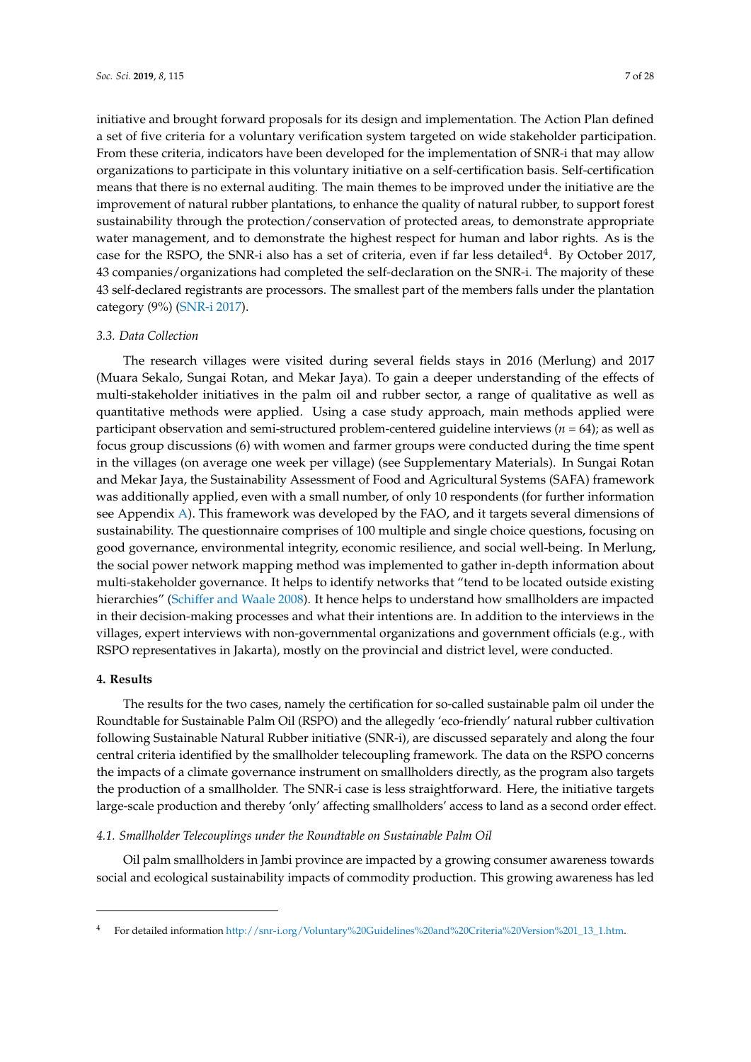initiative and brought forward proposals for its design and implementation. The Action Plan defined a set of five criteria for a voluntary verification system targeted on wide stakeholder participation. From these criteria, indicators have been developed for the implementation of SNR-i that may allow organizations to participate in this voluntary initiative on a self-certification basis. Self-certification means that there is no external auditing. The main themes to be improved under the initiative are the improvement of natural rubber plantations, to enhance the quality of natural rubber, to support forest sustainability through the protection/conservation of protected areas, to demonstrate appropriate water management, and to demonstrate the highest respect for human and labor rights. As is the case for the RSPO, the SNR-i also has a set of criteria, even if far less detailed[4]. By October 2017, 43 companies/organizations had completed the self-declaration on the SNR-i. The majority of these 43 self-declared registrants are processors. The smallest part of the members falls under the plantation category (9%) (SNR-i 2017).

### 3.3. Data Collection

The research villages were visited during several fields stays in 2016 (Merlung) and 2017 (Muara Sekalo, Sungai Rotan, and Mekar Jaya). To gain a deeper understanding of the effects of multi-stakeholder initiatives in the palm oil and rubber sector, a range of qualitative as well as quantitative methods were applied. Using a case study approach, main methods applied were participant observation and semi-structured problem-centered guideline interviews ($n = 64$); as well as focus group discussions (6) with women and farmer groups were conducted during the time spent in the villages (on average one week per village) (see Supplementary Materials). In Sungai Rotan and Mekar Jaya, the Sustainability Assessment of Food and Agricultural Systems (SAFA) framework was additionally applied, even with a small number, of only 10 respondents (for further information see Appendix A). This framework was developed by the FAO, and it targets several dimensions of sustainability. The questionnaire comprises of 100 multiple and single choice questions, focusing on good governance, environmental integrity, economic resilience, and social well-being. In Merlung, the social power network mapping method was implemented to gather in-depth information about multi-stakeholder governance. It helps to identify networks that "tend to be located outside existing hierarchies" (Schiffer and Waale 2008). It hence helps to understand how smallholders are impacted in their decision-making processes and what their intentions are. In addition to the interviews in the villages, expert interviews with non-governmental organizations and government officials (e.g., with RSPO representatives in Jakarta), mostly on the provincial and district level, were conducted.

## 4. Results

The results for the two cases, namely the certification for so-called sustainable palm oil under the Roundtable for Sustainable Palm Oil (RSPO) and the allegedly 'eco-friendly' natural rubber cultivation following Sustainable Natural Rubber initiative (SNR-i), are discussed separately and along the four central criteria identified by the smallholder telecoupling framework. The data on the RSPO concerns the impacts of a climate governance instrument on smallholders directly, as the program also targets the production of a smallholder. The SNR-i case is less straightforward. Here, the initiative targets large-scale production and thereby 'only' affecting smallholders' access to land as a second order effect.

### 4.1. Smallholder Telecouplings under the Roundtable on Sustainable Palm Oil

Oil palm smallholders in Jambi province are impacted by a growing consumer awareness towards social and ecological sustainability impacts of commodity production. This growing awareness has led

---

[4] For detailed information http://snr-i.org/Voluntary%20Guidelines%20and%20Criteria%20Version%201_13_1.htm.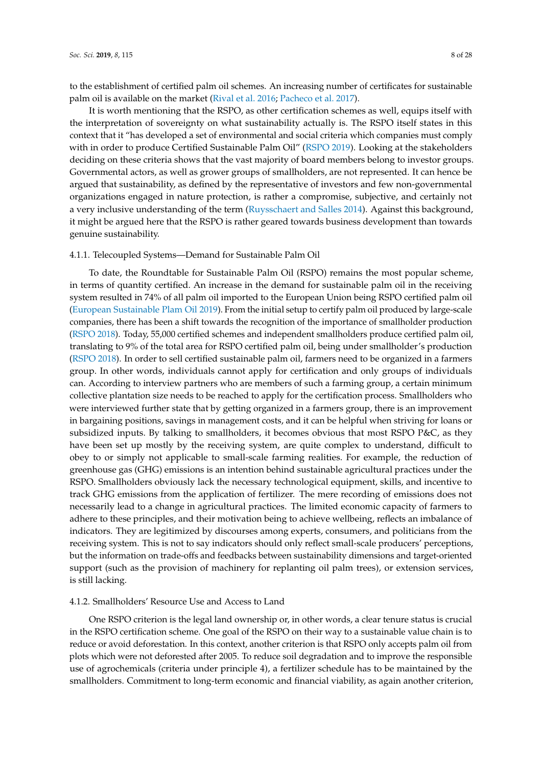to the establishment of certified palm oil schemes. An increasing number of certificates for sustainable palm oil is available on the market (Rival et al. 2016; Pacheco et al. 2017).

It is worth mentioning that the RSPO, as other certification schemes as well, equips itself with the interpretation of sovereignty on what sustainability actually is. The RSPO itself states in this context that it "has developed a set of environmental and social criteria which companies must comply with in order to produce Certified Sustainable Palm Oil" (RSPO 2019). Looking at the stakeholders deciding on these criteria shows that the vast majority of board members belong to investor groups. Governmental actors, as well as grower groups of smallholders, are not represented. It can hence be argued that sustainability, as defined by the representative of investors and few non-governmental organizations engaged in nature protection, is rather a compromise, subjective, and certainly not a very inclusive understanding of the term (Ruysschaert and Salles 2014). Against this background, it might be argued here that the RSPO is rather geared towards business development than towards genuine sustainability.

#### 4.1.1. Telecoupled Systems—Demand for Sustainable Palm Oil

To date, the Roundtable for Sustainable Palm Oil (RSPO) remains the most popular scheme, in terms of quantity certified. An increase in the demand for sustainable palm oil in the receiving system resulted in 74% of all palm oil imported to the European Union being RSPO certified palm oil (European Sustainable Plam Oil 2019). From the initial setup to certify palm oil produced by large-scale companies, there has been a shift towards the recognition of the importance of smallholder production (RSPO 2018). Today, 55,000 certified schemes and independent smallholders produce certified palm oil, translating to 9% of the total area for RSPO certified palm oil, being under smallholder's production (RSPO 2018). In order to sell certified sustainable palm oil, farmers need to be organized in a farmers group. In other words, individuals cannot apply for certification and only groups of individuals can. According to interview partners who are members of such a farming group, a certain minimum collective plantation size needs to be reached to apply for the certification process. Smallholders who were interviewed further state that by getting organized in a farmers group, there is an improvement in bargaining positions, savings in management costs, and it can be helpful when striving for loans or subsidized inputs. By talking to smallholders, it becomes obvious that most RSPO P&C, as they have been set up mostly by the receiving system, are quite complex to understand, difficult to obey to or simply not applicable to small-scale farming realities. For example, the reduction of greenhouse gas (GHG) emissions is an intention behind sustainable agricultural practices under the RSPO. Smallholders obviously lack the necessary technological equipment, skills, and incentive to track GHG emissions from the application of fertilizer. The mere recording of emissions does not necessarily lead to a change in agricultural practices. The limited economic capacity of farmers to adhere to these principles, and their motivation being to achieve wellbeing, reflects an imbalance of indicators. They are legitimized by discourses among experts, consumers, and politicians from the receiving system. This is not to say indicators should only reflect small-scale producers' perceptions, but the information on trade-offs and feedbacks between sustainability dimensions and target-oriented support (such as the provision of machinery for replanting oil palm trees), or extension services, is still lacking.

#### 4.1.2. Smallholders' Resource Use and Access to Land

One RSPO criterion is the legal land ownership or, in other words, a clear tenure status is crucial in the RSPO certification scheme. One goal of the RSPO on their way to a sustainable value chain is to reduce or avoid deforestation. In this context, another criterion is that RSPO only accepts palm oil from plots which were not deforested after 2005. To reduce soil degradation and to improve the responsible use of agrochemicals (criteria under principle 4), a fertilizer schedule has to be maintained by the smallholders. Commitment to long-term economic and financial viability, as again another criterion,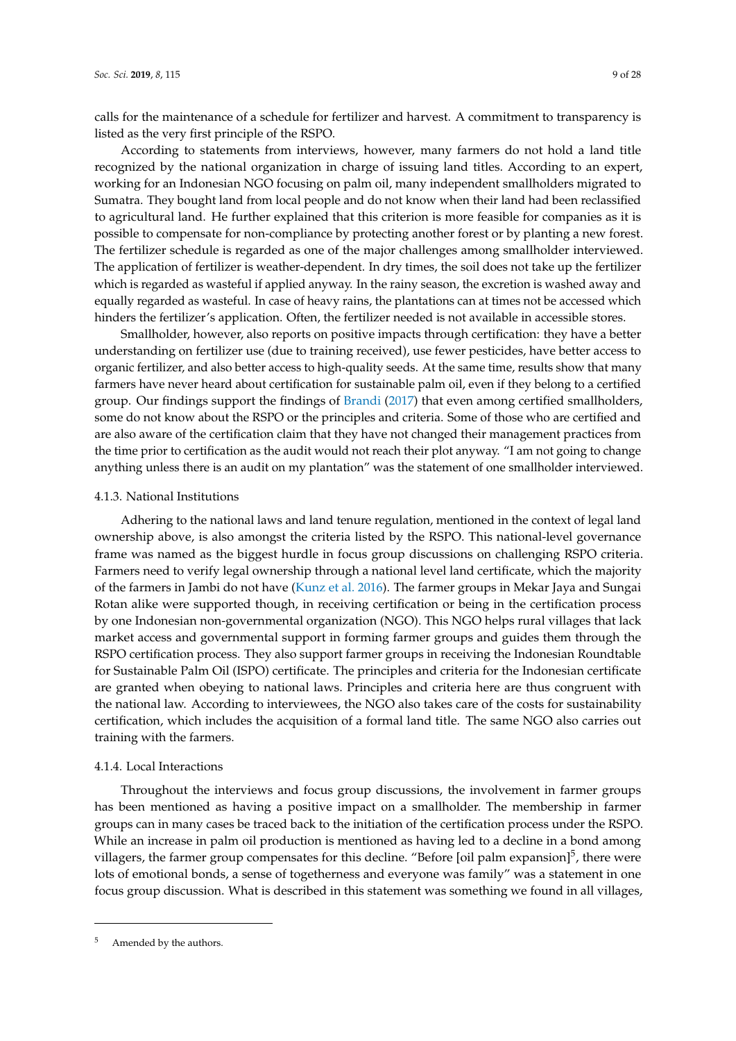calls for the maintenance of a schedule for fertilizer and harvest. A commitment to transparency is listed as the very first principle of the RSPO.

According to statements from interviews, however, many farmers do not hold a land title recognized by the national organization in charge of issuing land titles. According to an expert, working for an Indonesian NGO focusing on palm oil, many independent smallholders migrated to Sumatra. They bought land from local people and do not know when their land had been reclassified to agricultural land. He further explained that this criterion is more feasible for companies as it is possible to compensate for non-compliance by protecting another forest or by planting a new forest. The fertilizer schedule is regarded as one of the major challenges among smallholder interviewed. The application of fertilizer is weather-dependent. In dry times, the soil does not take up the fertilizer which is regarded as wasteful if applied anyway. In the rainy season, the excretion is washed away and equally regarded as wasteful. In case of heavy rains, the plantations can at times not be accessed which hinders the fertilizer's application. Often, the fertilizer needed is not available in accessible stores.

Smallholder, however, also reports on positive impacts through certification: they have a better understanding on fertilizer use (due to training received), use fewer pesticides, have better access to organic fertilizer, and also better access to high-quality seeds. At the same time, results show that many farmers have never heard about certification for sustainable palm oil, even if they belong to a certified group. Our findings support the findings of Brandi (2017) that even among certified smallholders, some do not know about the RSPO or the principles and criteria. Some of those who are certified and are also aware of the certification claim that they have not changed their management practices from the time prior to certification as the audit would not reach their plot anyway. "I am not going to change anything unless there is an audit on my plantation" was the statement of one smallholder interviewed.

#### 4.1.3. National Institutions

Adhering to the national laws and land tenure regulation, mentioned in the context of legal land ownership above, is also amongst the criteria listed by the RSPO. This national-level governance frame was named as the biggest hurdle in focus group discussions on challenging RSPO criteria. Farmers need to verify legal ownership through a national level land certificate, which the majority of the farmers in Jambi do not have (Kunz et al. 2016). The farmer groups in Mekar Jaya and Sungai Rotan alike were supported though, in receiving certification or being in the certification process by one Indonesian non-governmental organization (NGO). This NGO helps rural villages that lack market access and governmental support in forming farmer groups and guides them through the RSPO certification process. They also support farmer groups in receiving the Indonesian Roundtable for Sustainable Palm Oil (ISPO) certificate. The principles and criteria for the Indonesian certificate are granted when obeying to national laws. Principles and criteria here are thus congruent with the national law. According to interviewees, the NGO also takes care of the costs for sustainability certification, which includes the acquisition of a formal land title. The same NGO also carries out training with the farmers.

#### 4.1.4. Local Interactions

Throughout the interviews and focus group discussions, the involvement in farmer groups has been mentioned as having a positive impact on a smallholder. The membership in farmer groups can in many cases be traced back to the initiation of the certification process under the RSPO. While an increase in palm oil production is mentioned as having led to a decline in a bond among villagers, the farmer group compensates for this decline. "Before [oil palm expansion][5], there were lots of emotional bonds, a sense of togetherness and everyone was family" was a statement in one focus group discussion. What is described in this statement was something we found in all villages,

[5] Amended by the authors.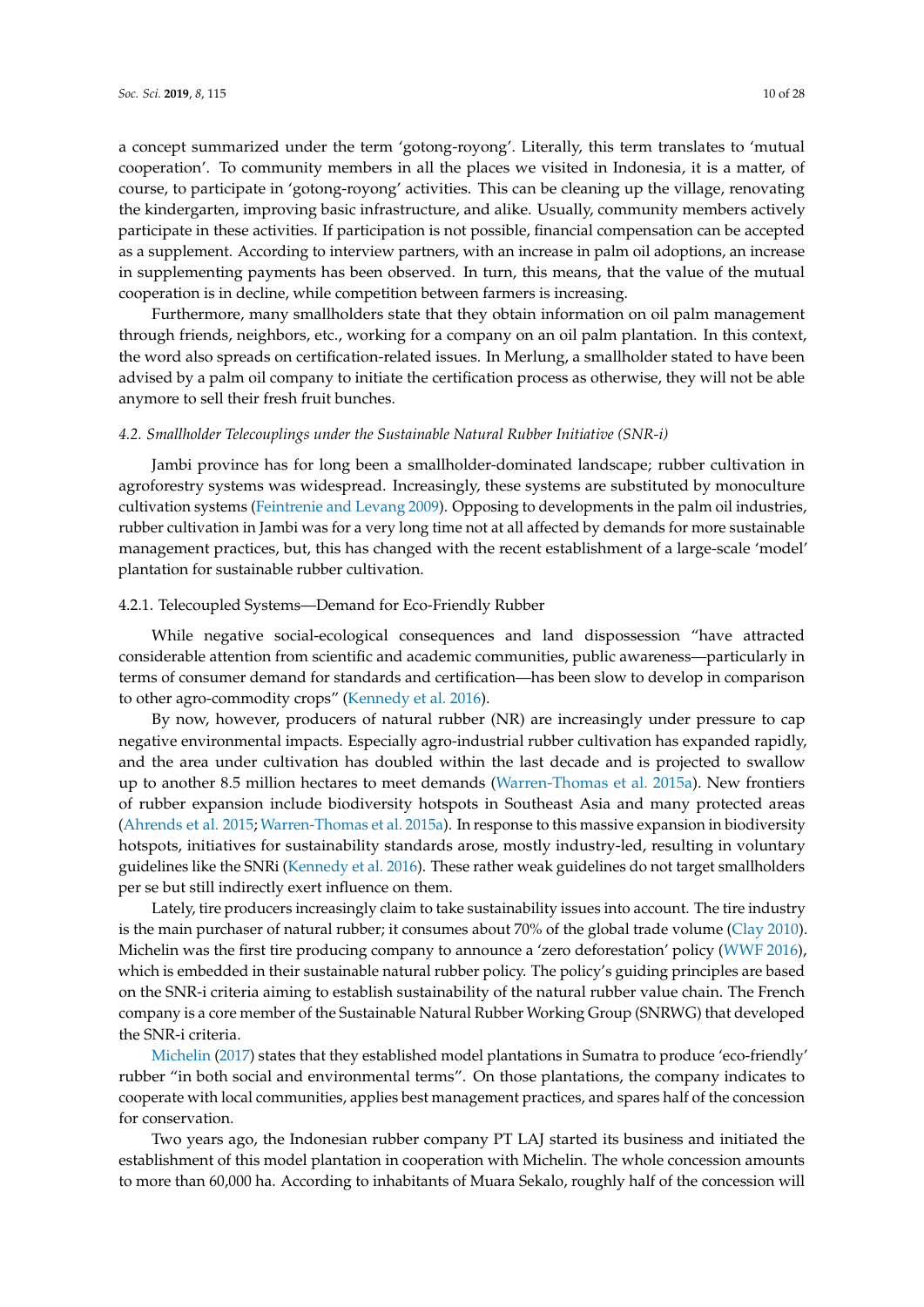a concept summarized under the term 'gotong-royong'. Literally, this term translates to 'mutual cooperation'. To community members in all the places we visited in Indonesia, it is a matter, of course, to participate in 'gotong-royong' activities. This can be cleaning up the village, renovating the kindergarten, improving basic infrastructure, and alike. Usually, community members actively participate in these activities. If participation is not possible, financial compensation can be accepted as a supplement. According to interview partners, with an increase in palm oil adoptions, an increase in supplementing payments has been observed. In turn, this means, that the value of the mutual cooperation is in decline, while competition between farmers is increasing.

Furthermore, many smallholders state that they obtain information on oil palm management through friends, neighbors, etc., working for a company on an oil palm plantation. In this context, the word also spreads on certification-related issues. In Merlung, a smallholder stated to have been advised by a palm oil company to initiate the certification process as otherwise, they will not be able anymore to sell their fresh fruit bunches.

### *4.2. Smallholder Telecouplings under the Sustainable Natural Rubber Initiative (SNR-i)*

Jambi province has for long been a smallholder-dominated landscape; rubber cultivation in agroforestry systems was widespread. Increasingly, these systems are substituted by monoculture cultivation systems (Feintrenie and Levang 2009). Opposing to developments in the palm oil industries, rubber cultivation in Jambi was for a very long time not at all affected by demands for more sustainable management practices, but, this has changed with the recent establishment of a large-scale 'model' plantation for sustainable rubber cultivation.

#### 4.2.1. Telecoupled Systems—Demand for Eco-Friendly Rubber

While negative social-ecological consequences and land dispossession "have attracted considerable attention from scientific and academic communities, public awareness—particularly in terms of consumer demand for standards and certification—has been slow to develop in comparison to other agro-commodity crops" (Kennedy et al. 2016).

By now, however, producers of natural rubber (NR) are increasingly under pressure to cap negative environmental impacts. Especially agro-industrial rubber cultivation has expanded rapidly, and the area under cultivation has doubled within the last decade and is projected to swallow up to another 8.5 million hectares to meet demands (Warren-Thomas et al. 2015a). New frontiers of rubber expansion include biodiversity hotspots in Southeast Asia and many protected areas (Ahrends et al. 2015; Warren-Thomas et al. 2015a). In response to this massive expansion in biodiversity hotspots, initiatives for sustainability standards arose, mostly industry-led, resulting in voluntary guidelines like the SNRi (Kennedy et al. 2016). These rather weak guidelines do not target smallholders per se but still indirectly exert influence on them.

Lately, tire producers increasingly claim to take sustainability issues into account. The tire industry is the main purchaser of natural rubber; it consumes about 70% of the global trade volume (Clay 2010). Michelin was the first tire producing company to announce a 'zero deforestation' policy (WWF 2016), which is embedded in their sustainable natural rubber policy. The policy's guiding principles are based on the SNR-i criteria aiming to establish sustainability of the natural rubber value chain. The French company is a core member of the Sustainable Natural Rubber Working Group (SNRWG) that developed the SNR-i criteria.

Michelin (2017) states that they established model plantations in Sumatra to produce 'eco-friendly' rubber "in both social and environmental terms". On those plantations, the company indicates to cooperate with local communities, applies best management practices, and spares half of the concession for conservation.

Two years ago, the Indonesian rubber company PT LAJ started its business and initiated the establishment of this model plantation in cooperation with Michelin. The whole concession amounts to more than 60,000 ha. According to inhabitants of Muara Sekalo, roughly half of the concession will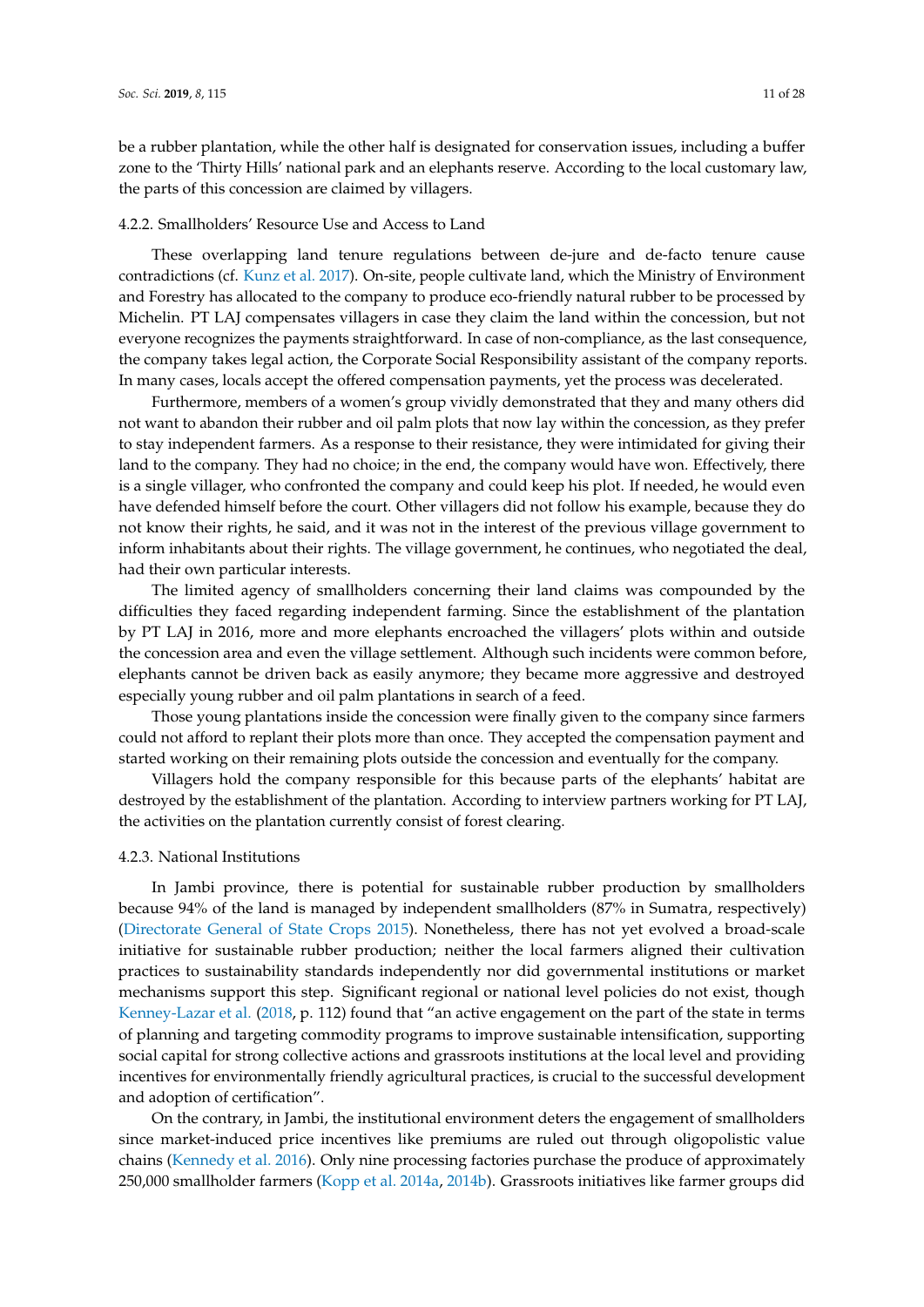be a rubber plantation, while the other half is designated for conservation issues, including a buffer zone to the 'Thirty Hills' national park and an elephants reserve. According to the local customary law, the parts of this concession are claimed by villagers.

#### 4.2.2. Smallholders' Resource Use and Access to Land

These overlapping land tenure regulations between de-jure and de-facto tenure cause contradictions (cf. Kunz et al. 2017). On-site, people cultivate land, which the Ministry of Environment and Forestry has allocated to the company to produce eco-friendly natural rubber to be processed by Michelin. PT LAJ compensates villagers in case they claim the land within the concession, but not everyone recognizes the payments straightforward. In case of non-compliance, as the last consequence, the company takes legal action, the Corporate Social Responsibility assistant of the company reports. In many cases, locals accept the offered compensation payments, yet the process was decelerated.

Furthermore, members of a women's group vividly demonstrated that they and many others did not want to abandon their rubber and oil palm plots that now lay within the concession, as they prefer to stay independent farmers. As a response to their resistance, they were intimidated for giving their land to the company. They had no choice; in the end, the company would have won. Effectively, there is a single villager, who confronted the company and could keep his plot. If needed, he would even have defended himself before the court. Other villagers did not follow his example, because they do not know their rights, he said, and it was not in the interest of the previous village government to inform inhabitants about their rights. The village government, he continues, who negotiated the deal, had their own particular interests.

The limited agency of smallholders concerning their land claims was compounded by the difficulties they faced regarding independent farming. Since the establishment of the plantation by PT LAJ in 2016, more and more elephants encroached the villagers' plots within and outside the concession area and even the village settlement. Although such incidents were common before, elephants cannot be driven back as easily anymore; they became more aggressive and destroyed especially young rubber and oil palm plantations in search of a feed.

Those young plantations inside the concession were finally given to the company since farmers could not afford to replant their plots more than once. They accepted the compensation payment and started working on their remaining plots outside the concession and eventually for the company.

Villagers hold the company responsible for this because parts of the elephants' habitat are destroyed by the establishment of the plantation. According to interview partners working for PT LAJ, the activities on the plantation currently consist of forest clearing.

#### 4.2.3. National Institutions

In Jambi province, there is potential for sustainable rubber production by smallholders because 94% of the land is managed by independent smallholders (87% in Sumatra, respectively) (Directorate General of State Crops 2015). Nonetheless, there has not yet evolved a broad-scale initiative for sustainable rubber production; neither the local farmers aligned their cultivation practices to sustainability standards independently nor did governmental institutions or market mechanisms support this step. Significant regional or national level policies do not exist, though Kenney-Lazar et al. (2018, p. 112) found that "an active engagement on the part of the state in terms of planning and targeting commodity programs to improve sustainable intensification, supporting social capital for strong collective actions and grassroots institutions at the local level and providing incentives for environmentally friendly agricultural practices, is crucial to the successful development and adoption of certification".

On the contrary, in Jambi, the institutional environment deters the engagement of smallholders since market-induced price incentives like premiums are ruled out through oligopolistic value chains (Kennedy et al. 2016). Only nine processing factories purchase the produce of approximately 250,000 smallholder farmers (Kopp et al. 2014a, 2014b). Grassroots initiatives like farmer groups did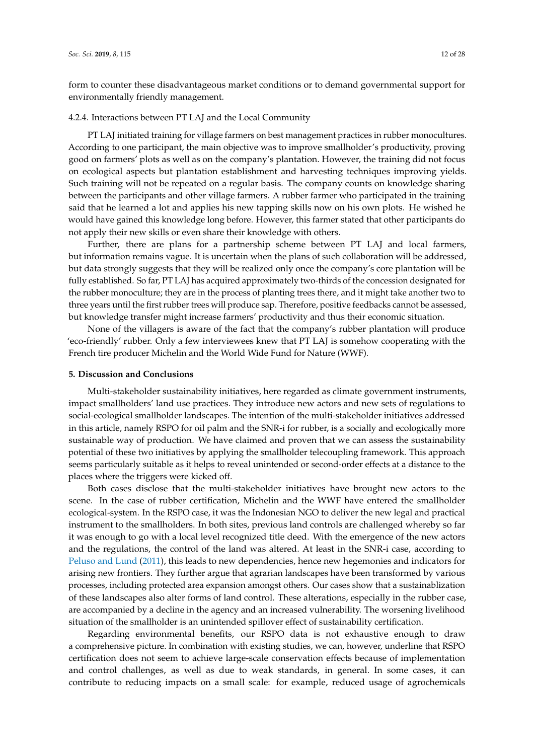form to counter these disadvantageous market conditions or to demand governmental support for environmentally friendly management.

#### 4.2.4. Interactions between PT LAJ and the Local Community

PT LAJ initiated training for village farmers on best management practices in rubber monocultures. According to one participant, the main objective was to improve smallholder's productivity, proving good on farmers' plots as well as on the company's plantation. However, the training did not focus on ecological aspects but plantation establishment and harvesting techniques improving yields. Such training will not be repeated on a regular basis. The company counts on knowledge sharing between the participants and other village farmers. A rubber farmer who participated in the training said that he learned a lot and applies his new tapping skills now on his own plots. He wished he would have gained this knowledge long before. However, this farmer stated that other participants do not apply their new skills or even share their knowledge with others.

Further, there are plans for a partnership scheme between PT LAJ and local farmers, but information remains vague. It is uncertain when the plans of such collaboration will be addressed, but data strongly suggests that they will be realized only once the company's core plantation will be fully established. So far, PT LAJ has acquired approximately two-thirds of the concession designated for the rubber monoculture; they are in the process of planting trees there, and it might take another two to three years until the first rubber trees will produce sap. Therefore, positive feedbacks cannot be assessed, but knowledge transfer might increase farmers' productivity and thus their economic situation.

None of the villagers is aware of the fact that the company's rubber plantation will produce 'eco-friendly' rubber. Only a few interviewees knew that PT LAJ is somehow cooperating with the French tire producer Michelin and the World Wide Fund for Nature (WWF).

## 5. Discussion and Conclusions

Multi-stakeholder sustainability initiatives, here regarded as climate government instruments, impact smallholders' land use practices. They introduce new actors and new sets of regulations to social-ecological smallholder landscapes. The intention of the multi-stakeholder initiatives addressed in this article, namely RSPO for oil palm and the SNR-i for rubber, is a socially and ecologically more sustainable way of production. We have claimed and proven that we can assess the sustainability potential of these two initiatives by applying the smallholder telecoupling framework. This approach seems particularly suitable as it helps to reveal unintended or second-order effects at a distance to the places where the triggers were kicked off.

Both cases disclose that the multi-stakeholder initiatives have brought new actors to the scene. In the case of rubber certification, Michelin and the WWF have entered the smallholder ecological-system. In the RSPO case, it was the Indonesian NGO to deliver the new legal and practical instrument to the smallholders. In both sites, previous land controls are challenged whereby so far it was enough to go with a local level recognized title deed. With the emergence of the new actors and the regulations, the control of the land was altered. At least in the SNR-i case, according to Peluso and Lund (2011), this leads to new dependencies, hence new hegemonies and indicators for arising new frontiers. They further argue that agrarian landscapes have been transformed by various processes, including protected area expansion amongst others. Our cases show that a sustainablization of these landscapes also alter forms of land control. These alterations, especially in the rubber case, are accompanied by a decline in the agency and an increased vulnerability. The worsening livelihood situation of the smallholder is an unintended spillover effect of sustainability certification.

Regarding environmental benefits, our RSPO data is not exhaustive enough to draw a comprehensive picture. In combination with existing studies, we can, however, underline that RSPO certification does not seem to achieve large-scale conservation effects because of implementation and control challenges, as well as due to weak standards, in general. In some cases, it can contribute to reducing impacts on a small scale: for example, reduced usage of agrochemicals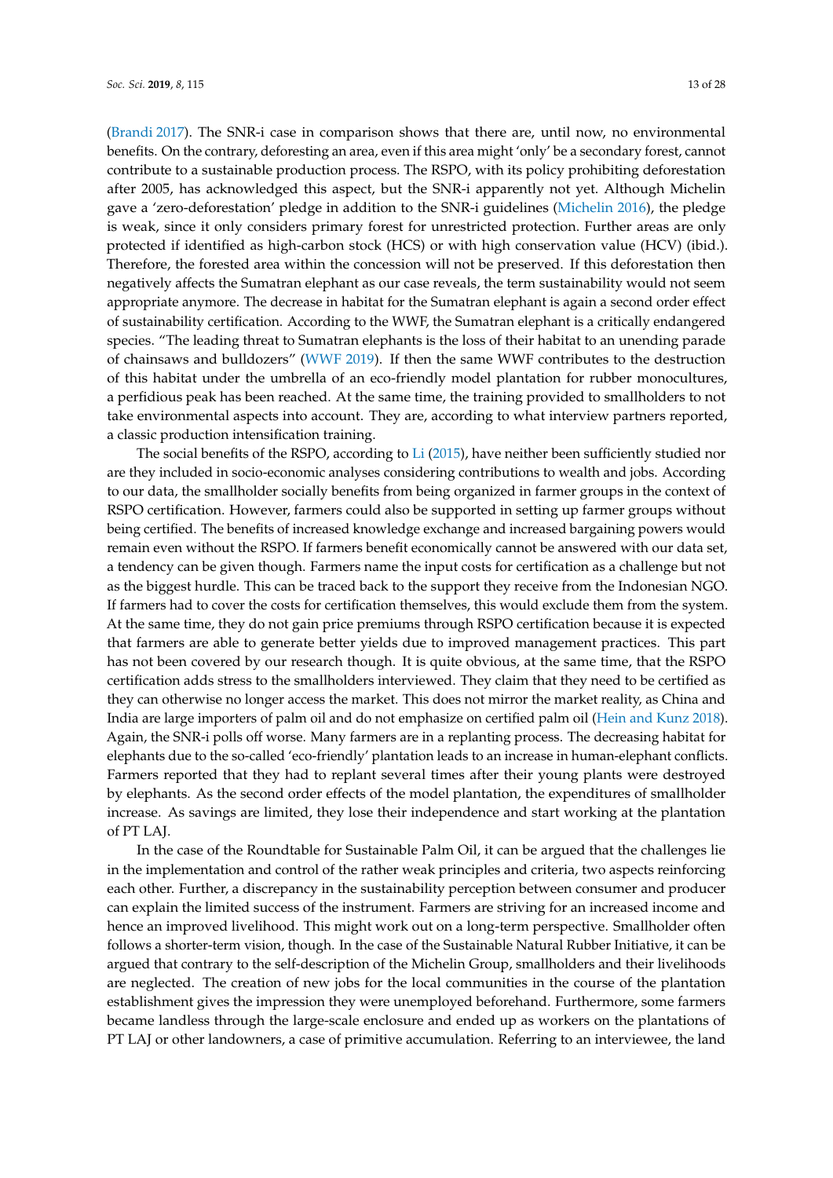(Brandi 2017). The SNR-i case in comparison shows that there are, until now, no environmental benefits. On the contrary, deforesting an area, even if this area might 'only' be a secondary forest, cannot contribute to a sustainable production process. The RSPO, with its policy prohibiting deforestation after 2005, has acknowledged this aspect, but the SNR-i apparently not yet. Although Michelin gave a 'zero-deforestation' pledge in addition to the SNR-i guidelines (Michelin 2016), the pledge is weak, since it only considers primary forest for unrestricted protection. Further areas are only protected if identified as high-carbon stock (HCS) or with high conservation value (HCV) (ibid.). Therefore, the forested area within the concession will not be preserved. If this deforestation then negatively affects the Sumatran elephant as our case reveals, the term sustainability would not seem appropriate anymore. The decrease in habitat for the Sumatran elephant is again a second order effect of sustainability certification. According to the WWF, the Sumatran elephant is a critically endangered species. "The leading threat to Sumatran elephants is the loss of their habitat to an unending parade of chainsaws and bulldozers" (WWF 2019). If then the same WWF contributes to the destruction of this habitat under the umbrella of an eco-friendly model plantation for rubber monocultures, a perfidious peak has been reached. At the same time, the training provided to smallholders to not take environmental aspects into account. They are, according to what interview partners reported, a classic production intensification training.

The social benefits of the RSPO, according to Li (2015), have neither been sufficiently studied nor are they included in socio-economic analyses considering contributions to wealth and jobs. According to our data, the smallholder socially benefits from being organized in farmer groups in the context of RSPO certification. However, farmers could also be supported in setting up farmer groups without being certified. The benefits of increased knowledge exchange and increased bargaining powers would remain even without the RSPO. If farmers benefit economically cannot be answered with our data set, a tendency can be given though. Farmers name the input costs for certification as a challenge but not as the biggest hurdle. This can be traced back to the support they receive from the Indonesian NGO. If farmers had to cover the costs for certification themselves, this would exclude them from the system. At the same time, they do not gain price premiums through RSPO certification because it is expected that farmers are able to generate better yields due to improved management practices. This part has not been covered by our research though. It is quite obvious, at the same time, that the RSPO certification adds stress to the smallholders interviewed. They claim that they need to be certified as they can otherwise no longer access the market. This does not mirror the market reality, as China and India are large importers of palm oil and do not emphasize on certified palm oil (Hein and Kunz 2018). Again, the SNR-i polls off worse. Many farmers are in a replanting process. The decreasing habitat for elephants due to the so-called 'eco-friendly' plantation leads to an increase in human-elephant conflicts. Farmers reported that they had to replant several times after their young plants were destroyed by elephants. As the second order effects of the model plantation, the expenditures of smallholder increase. As savings are limited, they lose their independence and start working at the plantation of PT LAJ.

In the case of the Roundtable for Sustainable Palm Oil, it can be argued that the challenges lie in the implementation and control of the rather weak principles and criteria, two aspects reinforcing each other. Further, a discrepancy in the sustainability perception between consumer and producer can explain the limited success of the instrument. Farmers are striving for an increased income and hence an improved livelihood. This might work out on a long-term perspective. Smallholder often follows a shorter-term vision, though. In the case of the Sustainable Natural Rubber Initiative, it can be argued that contrary to the self-description of the Michelin Group, smallholders and their livelihoods are neglected. The creation of new jobs for the local communities in the course of the plantation establishment gives the impression they were unemployed beforehand. Furthermore, some farmers became landless through the large-scale enclosure and ended up as workers on the plantations of PT LAJ or other landowners, a case of primitive accumulation. Referring to an interviewee, the land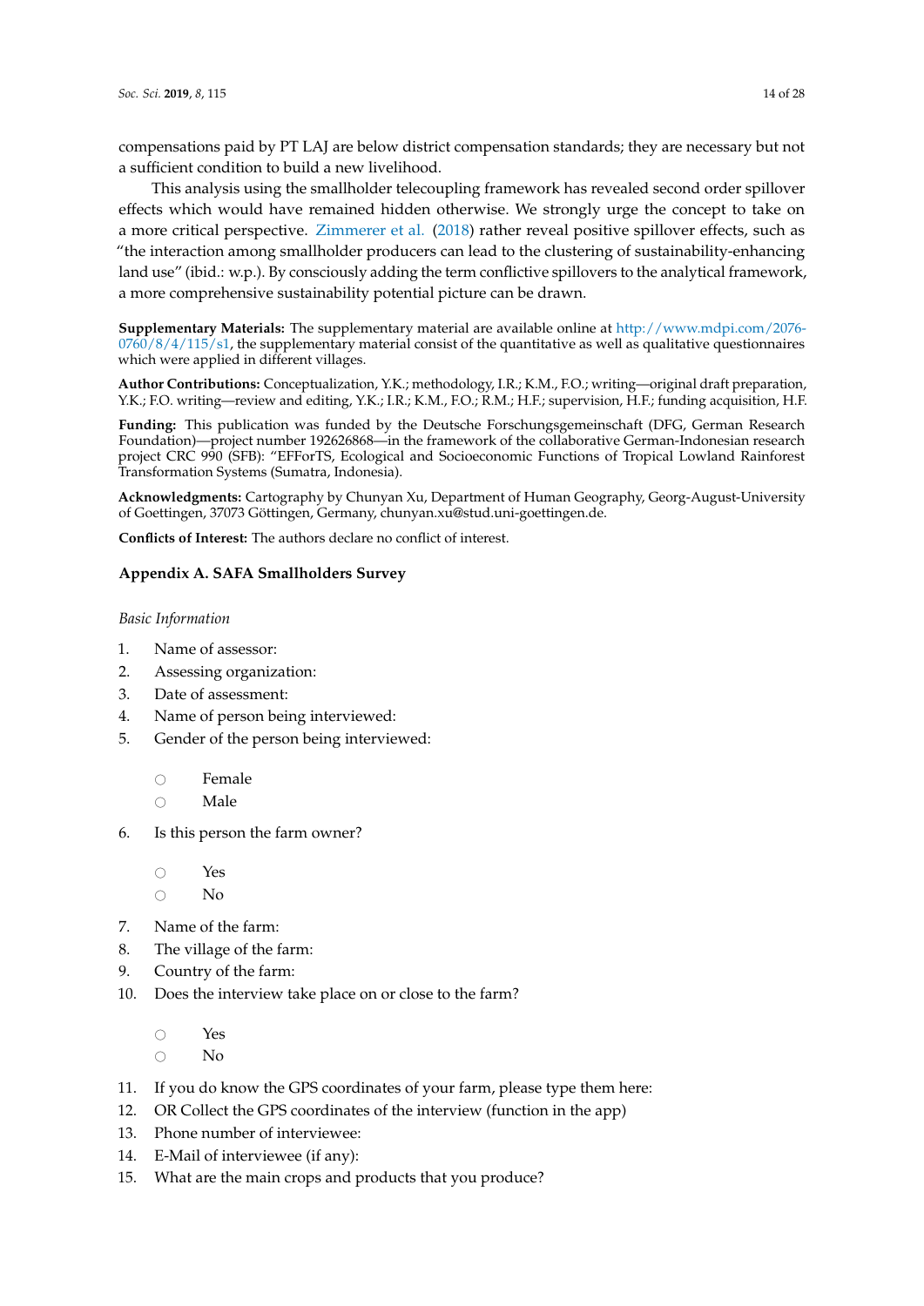compensations paid by PT LAJ are below district compensation standards; they are necessary but not a sufficient condition to build a new livelihood.

This analysis using the smallholder telecoupling framework has revealed second order spillover effects which would have remained hidden otherwise. We strongly urge the concept to take on a more critical perspective. Zimmerer et al. (2018) rather reveal positive spillover effects, such as "the interaction among smallholder producers can lead to the clustering of sustainability-enhancing land use" (ibid.: w.p.). By consciously adding the term conflictive spillovers to the analytical framework, a more comprehensive sustainability potential picture can be drawn.

**Supplementary Materials:** The supplementary material are available online at http://www.mdpi.com/2076-0760/8/4/115/s1, the supplementary material consist of the quantitative as well as qualitative questionnaires which were applied in different villages.

**Author Contributions:** Conceptualization, Y.K.; methodology, I.R.; K.M., F.O.; writing—original draft preparation, Y.K.; F.O. writing—review and editing, Y.K.; I.R.; K.M., F.O.; R.M.; H.F.; supervision, H.F.; funding acquisition, H.F.

**Funding:** This publication was funded by the Deutsche Forschungsgemeinschaft (DFG, German Research Foundation)—project number 192626868—in the framework of the collaborative German-Indonesian research project CRC 990 (SFB): "EFForTS, Ecological and Socioeconomic Functions of Tropical Lowland Rainforest Transformation Systems (Sumatra, Indonesia).

**Acknowledgments:** Cartography by Chunyan Xu, Department of Human Geography, Georg-August-University of Goettingen, 37073 Göttingen, Germany, chunyan.xu@stud.uni-goettingen.de.

**Conflicts of Interest:** The authors declare no conflict of interest.

## Appendix A. SAFA Smallholders Survey

*Basic Information*

1. Name of assessor:
2. Assessing organization:
3. Date of assessment:
4. Name of person being interviewed:
5. Gender of the person being interviewed:
   - ○ Female
   - ○ Male
6. Is this person the farm owner?
   - ○ Yes
   - ○ No
7. Name of the farm:
8. The village of the farm:
9. Country of the farm:
10. Does the interview take place on or close to the farm?
    - ○ Yes
    - ○ No
11. If you do know the GPS coordinates of your farm, please type them here:
12. OR Collect the GPS coordinates of the interview (function in the app)
13. Phone number of interviewee:
14. E-Mail of interviewee (if any):
15. What are the main crops and products that you produce?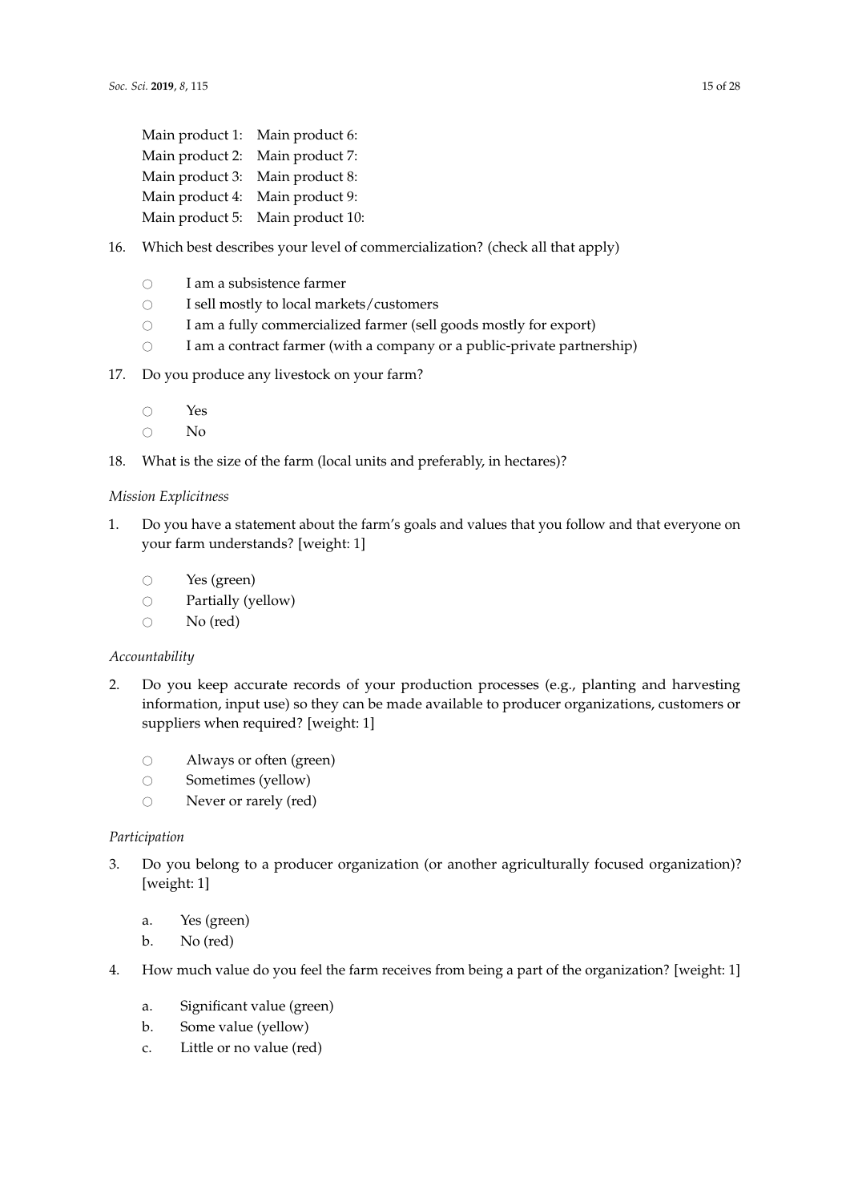Main product 1: Main product 6:
Main product 2: Main product 7:
Main product 3: Main product 8:
Main product 4: Main product 9:
Main product 5: Main product 10:

16. Which best describes your level of commercialization? (check all that apply)

    - ○ I am a subsistence farmer
    - ○ I sell mostly to local markets/customers
    - ○ I am a fully commercialized farmer (sell goods mostly for export)
    - ○ I am a contract farmer (with a company or a public-private partnership)

17. Do you produce any livestock on your farm?

    - ○ Yes
    - ○ No

18. What is the size of the farm (local units and preferably, in hectares)?

*Mission Explicitness*

1. Do you have a statement about the farm's goals and values that you follow and that everyone on your farm understands? [weight: 1]

    - ○ Yes (green)
    - ○ Partially (yellow)
    - ○ No (red)

*Accountability*

2. Do you keep accurate records of your production processes (e.g., planting and harvesting information, input use) so they can be made available to producer organizations, customers or suppliers when required? [weight: 1]

    - ○ Always or often (green)
    - ○ Sometimes (yellow)
    - ○ Never or rarely (red)

*Participation*

3. Do you belong to a producer organization (or another agriculturally focused organization)? [weight: 1]

    a. Yes (green)
    b. No (red)

4. How much value do you feel the farm receives from being a part of the organization? [weight: 1]

    a. Significant value (green)
    b. Some value (yellow)
    c. Little or no value (red)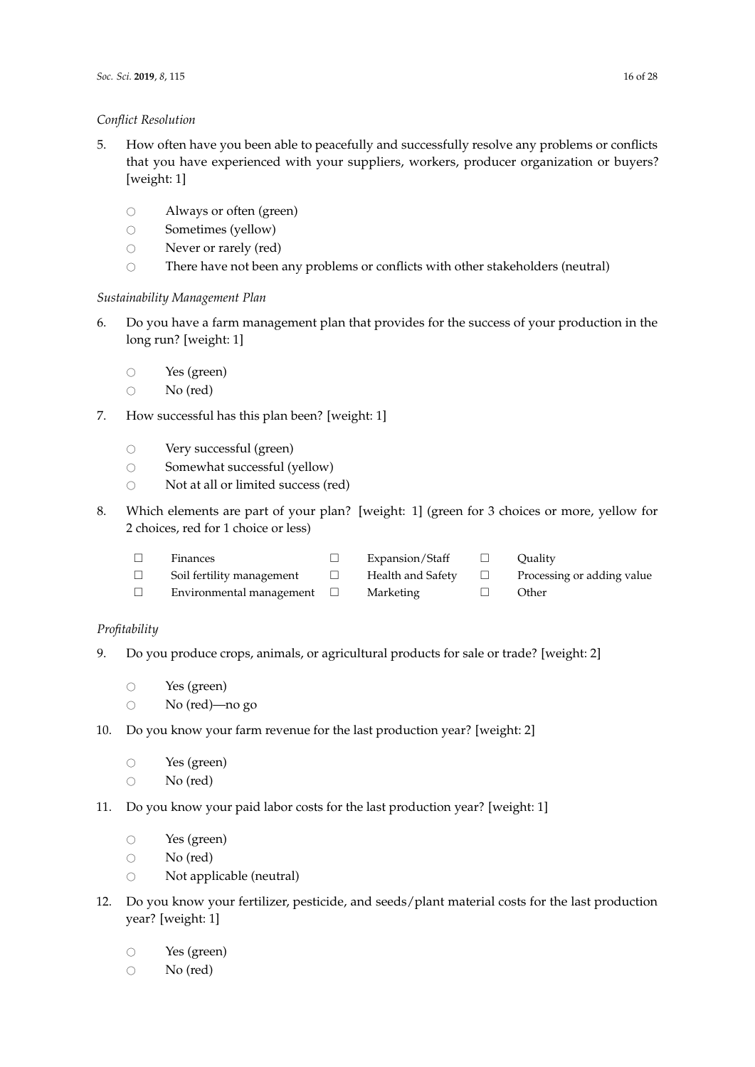*Conflict Resolution*

5. How often have you been able to peacefully and successfully resolve any problems or conflicts that you have experienced with your suppliers, workers, producer organization or buyers? [weight: 1]

   ○ Always or often (green)
   ○ Sometimes (yellow)
   ○ Never or rarely (red)
   ○ There have not been any problems or conflicts with other stakeholders (neutral)

*Sustainability Management Plan*

6. Do you have a farm management plan that provides for the success of your production in the long run? [weight: 1]

   ○ Yes (green)
   ○ No (red)

7. How successful has this plan been? [weight: 1]

   ○ Very successful (green)
   ○ Somewhat successful (yellow)
   ○ Not at all or limited success (red)

8. Which elements are part of your plan? [weight: 1] (green for 3 choices or more, yellow for 2 choices, red for 1 choice or less)

   ☐ Finances
   ☐ Expansion/Staff
   ☐ Quality
   ☐ Soil fertility management
   ☐ Health and Safety
   ☐ Processing or adding value
   ☐ Environmental management
   ☐ Marketing
   ☐ Other

*Profitability*

9. Do you produce crops, animals, or agricultural products for sale or trade? [weight: 2]

   ○ Yes (green)
   ○ No (red)—no go

10. Do you know your farm revenue for the last production year? [weight: 2]

    ○ Yes (green)
    ○ No (red)

11. Do you know your paid labor costs for the last production year? [weight: 1]

    ○ Yes (green)
    ○ No (red)
    ○ Not applicable (neutral)

12. Do you know your fertilizer, pesticide, and seeds/plant material costs for the last production year? [weight: 1]

    ○ Yes (green)
    ○ No (red)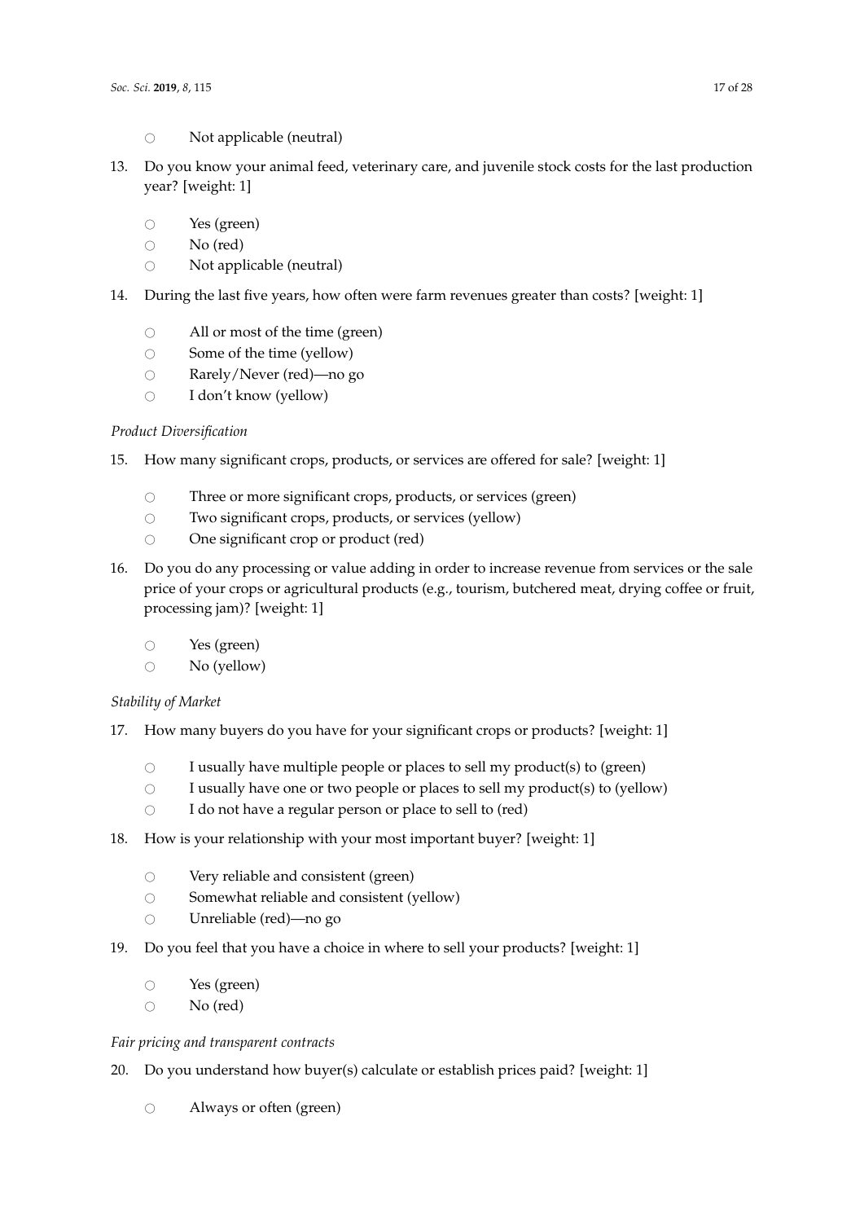- Not applicable (neutral)

13. Do you know your animal feed, veterinary care, and juvenile stock costs for the last production year? [weight: 1]

    - Yes (green)
    - No (red)
    - Not applicable (neutral)

14. During the last five years, how often were farm revenues greater than costs? [weight: 1]

    - All or most of the time (green)
    - Some of the time (yellow)
    - Rarely/Never (red)—no go
    - I don't know (yellow)

*Product Diversification*

15. How many significant crops, products, or services are offered for sale? [weight: 1]

    - Three or more significant crops, products, or services (green)
    - Two significant crops, products, or services (yellow)
    - One significant crop or product (red)

16. Do you do any processing or value adding in order to increase revenue from services or the sale price of your crops or agricultural products (e.g., tourism, butchered meat, drying coffee or fruit, processing jam)? [weight: 1]

    - Yes (green)
    - No (yellow)

*Stability of Market*

17. How many buyers do you have for your significant crops or products? [weight: 1]

    - I usually have multiple people or places to sell my product(s) to (green)
    - I usually have one or two people or places to sell my product(s) to (yellow)
    - I do not have a regular person or place to sell to (red)

18. How is your relationship with your most important buyer? [weight: 1]

    - Very reliable and consistent (green)
    - Somewhat reliable and consistent (yellow)
    - Unreliable (red)—no go

19. Do you feel that you have a choice in where to sell your products? [weight: 1]

    - Yes (green)
    - No (red)

*Fair pricing and transparent contracts*

20. Do you understand how buyer(s) calculate or establish prices paid? [weight: 1]

    - Always or often (green)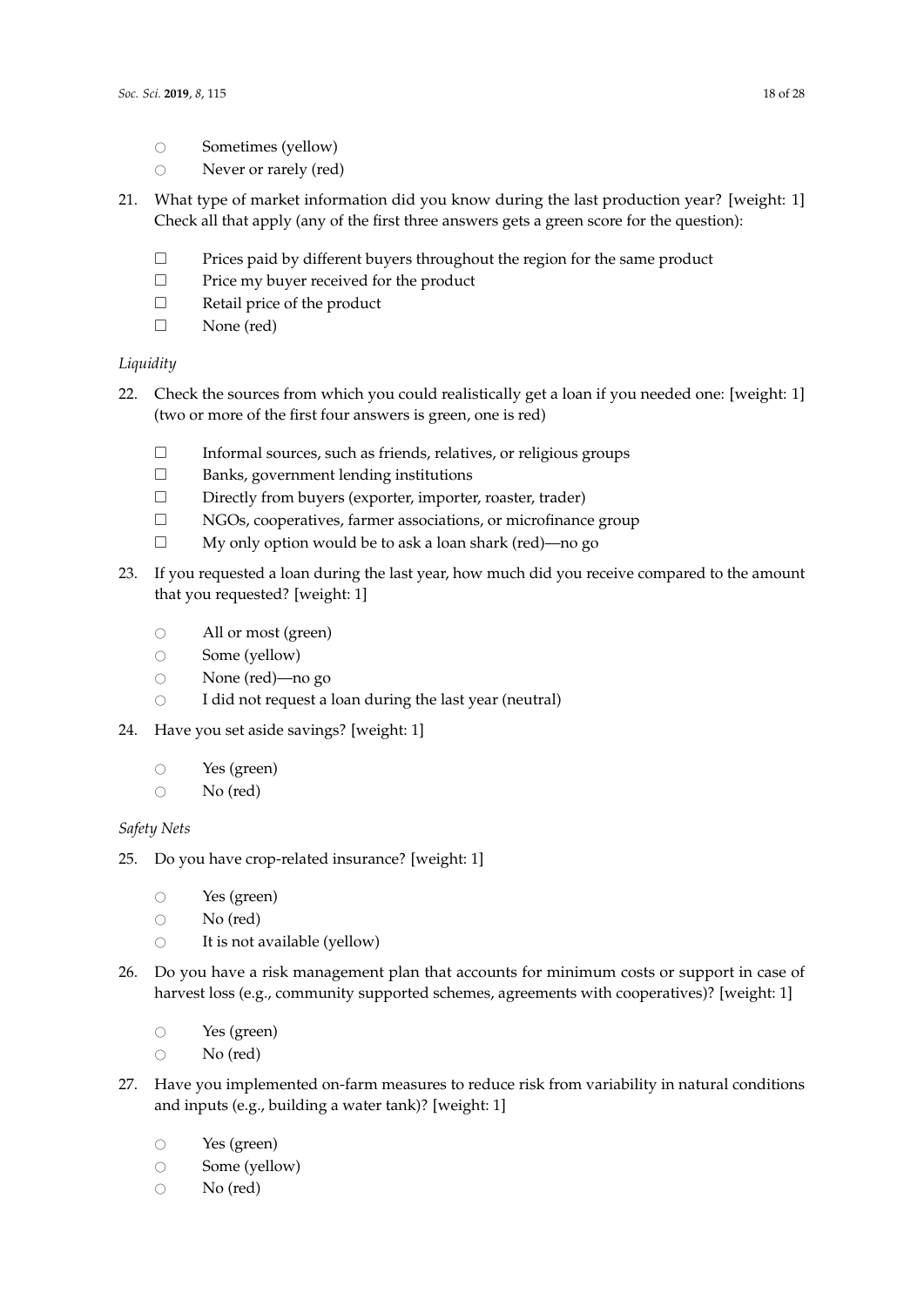- ○ Sometimes (yellow)
- ○ Never or rarely (red)

21. What type of market information did you know during the last production year? [weight: 1] Check all that apply (any of the first three answers gets a green score for the question):

    - ☐ Prices paid by different buyers throughout the region for the same product
    - ☐ Price my buyer received for the product
    - ☐ Retail price of the product
    - ☐ None (red)

*Liquidity*

22. Check the sources from which you could realistically get a loan if you needed one: [weight: 1] (two or more of the first four answers is green, one is red)

    - ☐ Informal sources, such as friends, relatives, or religious groups
    - ☐ Banks, government lending institutions
    - ☐ Directly from buyers (exporter, importer, roaster, trader)
    - ☐ NGOs, cooperatives, farmer associations, or microfinance group
    - ☐ My only option would be to ask a loan shark (red)—no go

23. If you requested a loan during the last year, how much did you receive compared to the amount that you requested? [weight: 1]

    - ○ All or most (green)
    - ○ Some (yellow)
    - ○ None (red)—no go
    - ○ I did not request a loan during the last year (neutral)

24. Have you set aside savings? [weight: 1]

    - ○ Yes (green)
    - ○ No (red)

*Safety Nets*

25. Do you have crop-related insurance? [weight: 1]

    - ○ Yes (green)
    - ○ No (red)
    - ○ It is not available (yellow)

26. Do you have a risk management plan that accounts for minimum costs or support in case of harvest loss (e.g., community supported schemes, agreements with cooperatives)? [weight: 1]

    - ○ Yes (green)
    - ○ No (red)

27. Have you implemented on-farm measures to reduce risk from variability in natural conditions and inputs (e.g., building a water tank)? [weight: 1]

    - ○ Yes (green)
    - ○ Some (yellow)
    - ○ No (red)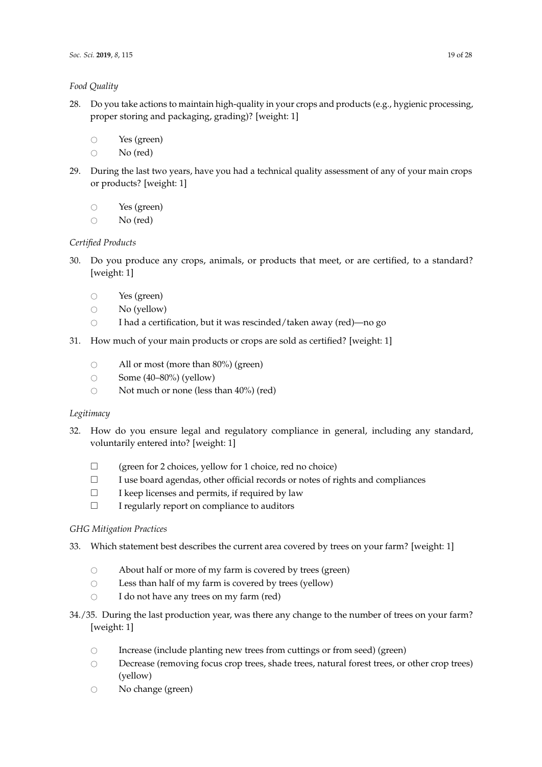*Food Quality*

28. Do you take actions to maintain high-quality in your crops and products (e.g., hygienic processing, proper storing and packaging, grading)? [weight: 1]

    ○ Yes (green)
    ○ No (red)

29. During the last two years, have you had a technical quality assessment of any of your main crops or products? [weight: 1]

    ○ Yes (green)
    ○ No (red)

*Certified Products*

30. Do you produce any crops, animals, or products that meet, or are certified, to a standard? [weight: 1]

    ○ Yes (green)
    ○ No (yellow)
    ○ I had a certification, but it was rescinded/taken away (red)—no go

31. How much of your main products or crops are sold as certified? [weight: 1]

    ○ All or most (more than 80%) (green)
    ○ Some (40–80%) (yellow)
    ○ Not much or none (less than 40%) (red)

*Legitimacy*

32. How do you ensure legal and regulatory compliance in general, including any standard, voluntarily entered into? [weight: 1]

    ☐ (green for 2 choices, yellow for 1 choice, red no choice)
    ☐ I use board agendas, other official records or notes of rights and compliances
    ☐ I keep licenses and permits, if required by law
    ☐ I regularly report on compliance to auditors

*GHG Mitigation Practices*

33. Which statement best describes the current area covered by trees on your farm? [weight: 1]

    ○ About half or more of my farm is covered by trees (green)
    ○ Less than half of my farm is covered by trees (yellow)
    ○ I do not have any trees on my farm (red)

34./35. During the last production year, was there any change to the number of trees on your farm? [weight: 1]

    ○ Increase (include planting new trees from cuttings or from seed) (green)
    ○ Decrease (removing focus crop trees, shade trees, natural forest trees, or other crop trees) (yellow)
    ○ No change (green)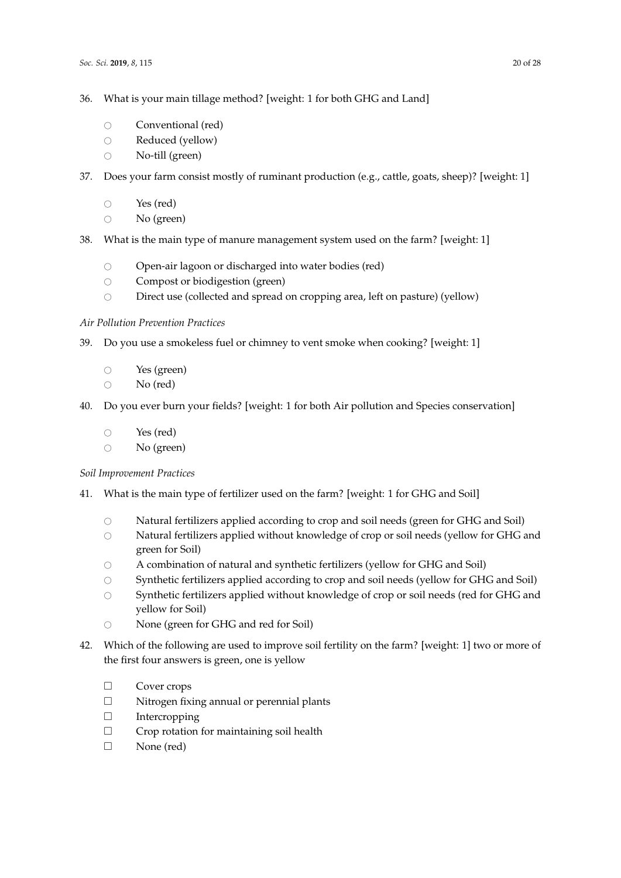36. What is your main tillage method? [weight: 1 for both GHG and Land]

    ○ Conventional (red)
    ○ Reduced (yellow)
    ○ No-till (green)

37. Does your farm consist mostly of ruminant production (e.g., cattle, goats, sheep)? [weight: 1]

    ○ Yes (red)
    ○ No (green)

38. What is the main type of manure management system used on the farm? [weight: 1]

    ○ Open-air lagoon or discharged into water bodies (red)
    ○ Compost or biodigestion (green)
    ○ Direct use (collected and spread on cropping area, left on pasture) (yellow)

*Air Pollution Prevention Practices*

39. Do you use a smokeless fuel or chimney to vent smoke when cooking? [weight: 1]

    ○ Yes (green)
    ○ No (red)

40. Do you ever burn your fields? [weight: 1 for both Air pollution and Species conservation]

    ○ Yes (red)
    ○ No (green)

*Soil Improvement Practices*

41. What is the main type of fertilizer used on the farm? [weight: 1 for GHG and Soil]

    ○ Natural fertilizers applied according to crop and soil needs (green for GHG and Soil)
    ○ Natural fertilizers applied without knowledge of crop or soil needs (yellow for GHG and green for Soil)
    ○ A combination of natural and synthetic fertilizers (yellow for GHG and Soil)
    ○ Synthetic fertilizers applied according to crop and soil needs (yellow for GHG and Soil)
    ○ Synthetic fertilizers applied without knowledge of crop or soil needs (red for GHG and yellow for Soil)
    ○ None (green for GHG and red for Soil)

42. Which of the following are used to improve soil fertility on the farm? [weight: 1] two or more of the first four answers is green, one is yellow

    ☐ Cover crops
    ☐ Nitrogen fixing annual or perennial plants
    ☐ Intercropping
    ☐ Crop rotation for maintaining soil health
    ☐ None (red)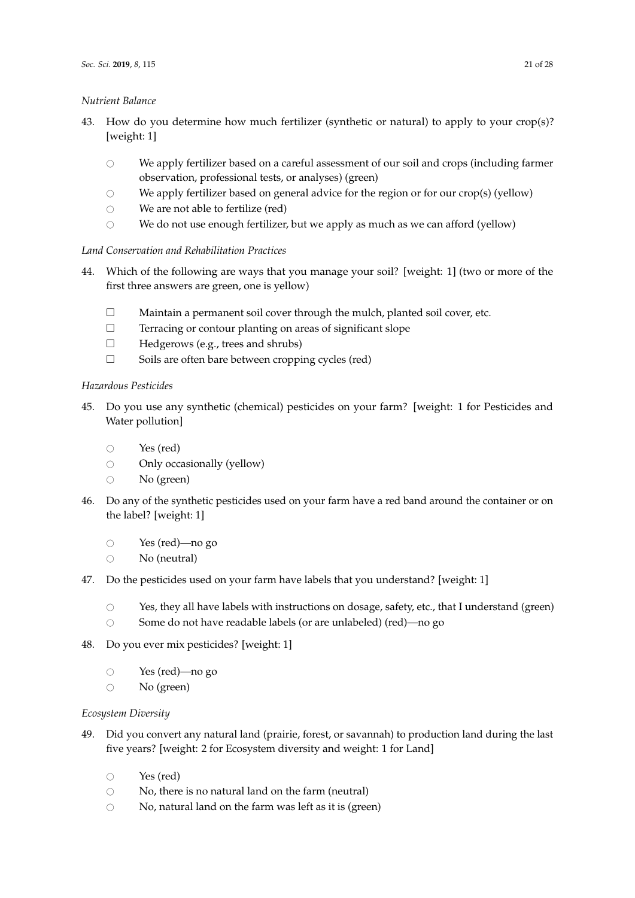*Nutrient Balance*

43. How do you determine how much fertilizer (synthetic or natural) to apply to your crop(s)? [weight: 1]

    ○ We apply fertilizer based on a careful assessment of our soil and crops (including farmer observation, professional tests, or analyses) (green)
    ○ We apply fertilizer based on general advice for the region or for our crop(s) (yellow)
    ○ We are not able to fertilize (red)
    ○ We do not use enough fertilizer, but we apply as much as we can afford (yellow)

*Land Conservation and Rehabilitation Practices*

44. Which of the following are ways that you manage your soil? [weight: 1] (two or more of the first three answers are green, one is yellow)

    ☐ Maintain a permanent soil cover through the mulch, planted soil cover, etc.
    ☐ Terracing or contour planting on areas of significant slope
    ☐ Hedgerows (e.g., trees and shrubs)
    ☐ Soils are often bare between cropping cycles (red)

*Hazardous Pesticides*

45. Do you use any synthetic (chemical) pesticides on your farm? [weight: 1 for Pesticides and Water pollution]

    ○ Yes (red)
    ○ Only occasionally (yellow)
    ○ No (green)

46. Do any of the synthetic pesticides used on your farm have a red band around the container or on the label? [weight: 1]

    ○ Yes (red)—no go
    ○ No (neutral)

47. Do the pesticides used on your farm have labels that you understand? [weight: 1]

    ○ Yes, they all have labels with instructions on dosage, safety, etc., that I understand (green)
    ○ Some do not have readable labels (or are unlabeled) (red)—no go

48. Do you ever mix pesticides? [weight: 1]

    ○ Yes (red)—no go
    ○ No (green)

*Ecosystem Diversity*

49. Did you convert any natural land (prairie, forest, or savannah) to production land during the last five years? [weight: 2 for Ecosystem diversity and weight: 1 for Land]

    ○ Yes (red)
    ○ No, there is no natural land on the farm (neutral)
    ○ No, natural land on the farm was left as it is (green)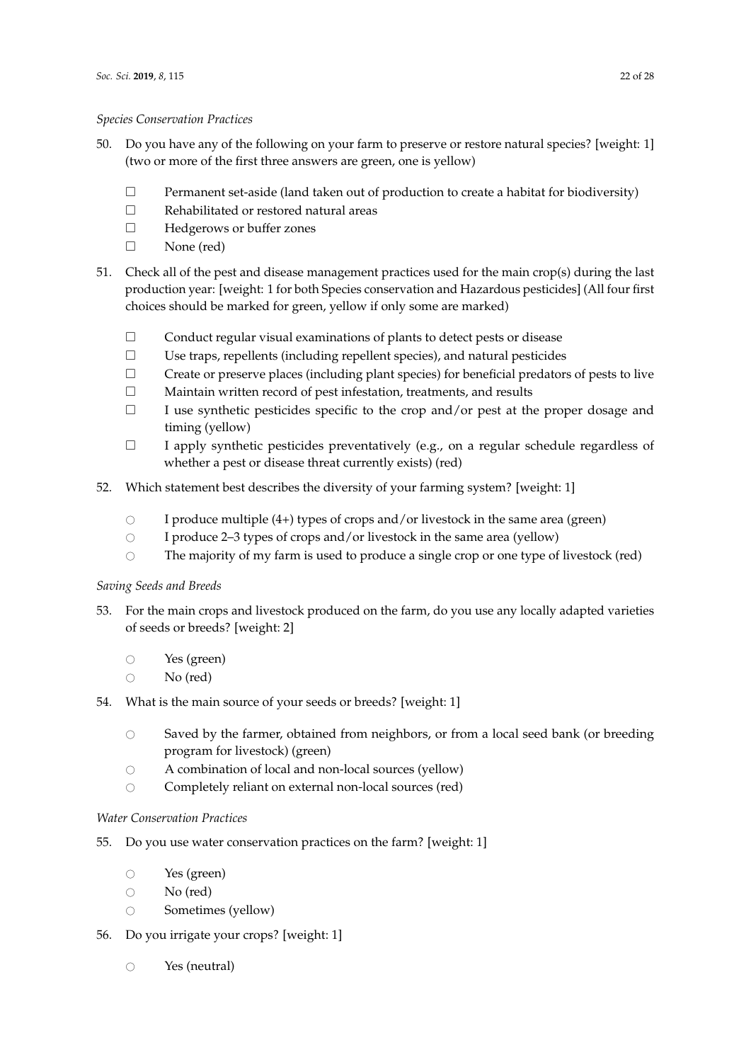*Species Conservation Practices*

50. Do you have any of the following on your farm to preserve or restore natural species? [weight: 1] (two or more of the first three answers are green, one is yellow)

    ☐ Permanent set-aside (land taken out of production to create a habitat for biodiversity)
    ☐ Rehabilitated or restored natural areas
    ☐ Hedgerows or buffer zones
    ☐ None (red)

51. Check all of the pest and disease management practices used for the main crop(s) during the last production year: [weight: 1 for both Species conservation and Hazardous pesticides] (All four first choices should be marked for green, yellow if only some are marked)

    ☐ Conduct regular visual examinations of plants to detect pests or disease
    ☐ Use traps, repellents (including repellent species), and natural pesticides
    ☐ Create or preserve places (including plant species) for beneficial predators of pests to live
    ☐ Maintain written record of pest infestation, treatments, and results
    ☐ I use synthetic pesticides specific to the crop and/or pest at the proper dosage and timing (yellow)
    ☐ I apply synthetic pesticides preventatively (e.g., on a regular schedule regardless of whether a pest or disease threat currently exists) (red)

52. Which statement best describes the diversity of your farming system? [weight: 1]

    ○ I produce multiple (4+) types of crops and/or livestock in the same area (green)
    ○ I produce 2–3 types of crops and/or livestock in the same area (yellow)
    ○ The majority of my farm is used to produce a single crop or one type of livestock (red)

*Saving Seeds and Breeds*

53. For the main crops and livestock produced on the farm, do you use any locally adapted varieties of seeds or breeds? [weight: 2]

    ○ Yes (green)
    ○ No (red)

54. What is the main source of your seeds or breeds? [weight: 1]

    ○ Saved by the farmer, obtained from neighbors, or from a local seed bank (or breeding program for livestock) (green)
    ○ A combination of local and non-local sources (yellow)
    ○ Completely reliant on external non-local sources (red)

*Water Conservation Practices*

55. Do you use water conservation practices on the farm? [weight: 1]

    ○ Yes (green)
    ○ No (red)
    ○ Sometimes (yellow)

56. Do you irrigate your crops? [weight: 1]

    ○ Yes (neutral)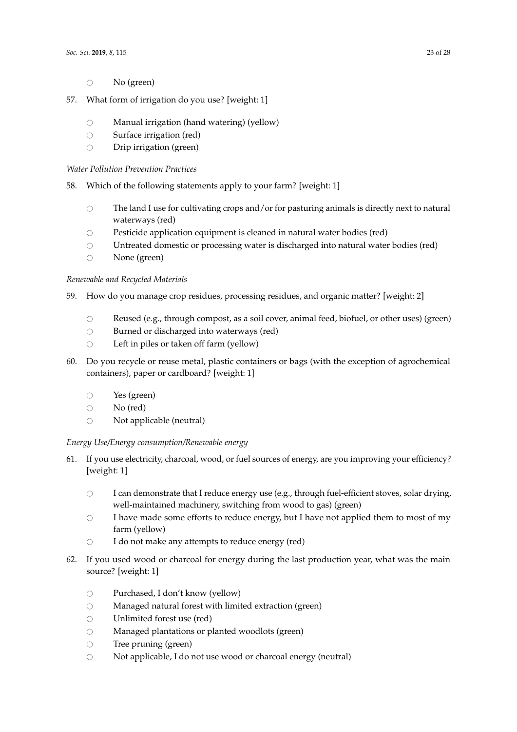- No (green)

57. What form of irrigation do you use? [weight: 1]

    - Manual irrigation (hand watering) (yellow)
    - Surface irrigation (red)
    - Drip irrigation (green)

*Water Pollution Prevention Practices*

58. Which of the following statements apply to your farm? [weight: 1]

    - The land I use for cultivating crops and/or for pasturing animals is directly next to natural waterways (red)
    - Pesticide application equipment is cleaned in natural water bodies (red)
    - Untreated domestic or processing water is discharged into natural water bodies (red)
    - None (green)

*Renewable and Recycled Materials*

59. How do you manage crop residues, processing residues, and organic matter? [weight: 2]

    - Reused (e.g., through compost, as a soil cover, animal feed, biofuel, or other uses) (green)
    - Burned or discharged into waterways (red)
    - Left in piles or taken off farm (yellow)

60. Do you recycle or reuse metal, plastic containers or bags (with the exception of agrochemical containers), paper or cardboard? [weight: 1]

    - Yes (green)
    - No (red)
    - Not applicable (neutral)

*Energy Use/Energy consumption/Renewable energy*

61. If you use electricity, charcoal, wood, or fuel sources of energy, are you improving your efficiency? [weight: 1]

    - I can demonstrate that I reduce energy use (e.g., through fuel-efficient stoves, solar drying, well-maintained machinery, switching from wood to gas) (green)
    - I have made some efforts to reduce energy, but I have not applied them to most of my farm (yellow)
    - I do not make any attempts to reduce energy (red)

62. If you used wood or charcoal for energy during the last production year, what was the main source? [weight: 1]

    - Purchased, I don't know (yellow)
    - Managed natural forest with limited extraction (green)
    - Unlimited forest use (red)
    - Managed plantations or planted woodlots (green)
    - Tree pruning (green)
    - Not applicable, I do not use wood or charcoal energy (neutral)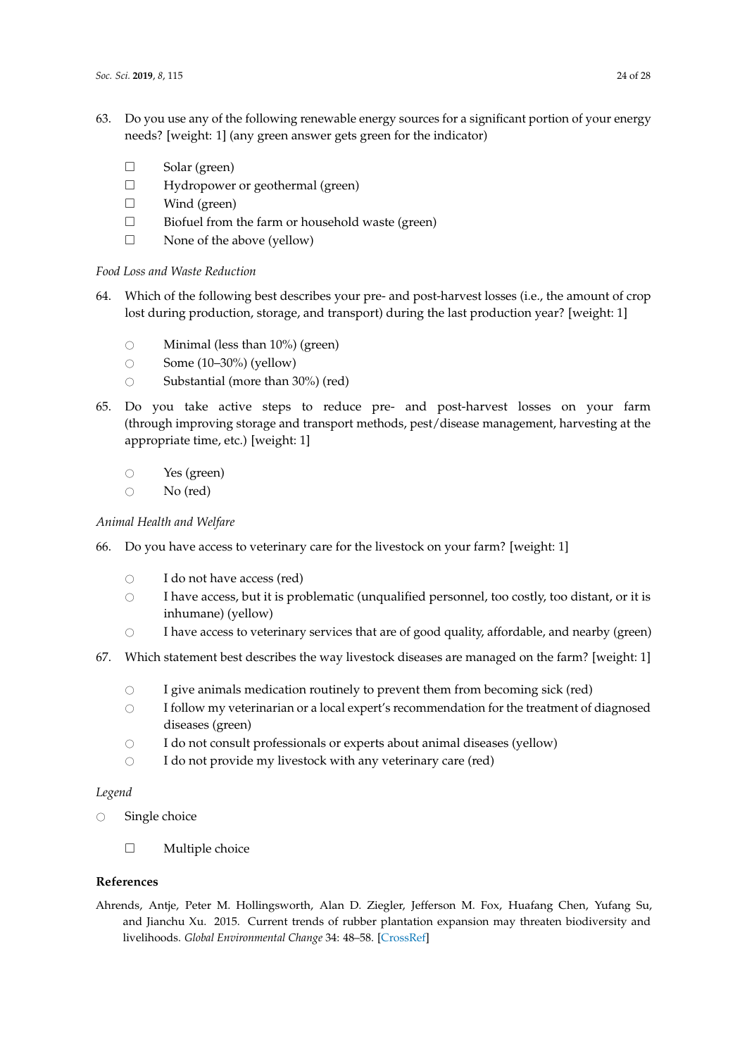63. Do you use any of the following renewable energy sources for a significant portion of your energy needs? [weight: 1] (any green answer gets green for the indicator)

    ☐ Solar (green)
    ☐ Hydropower or geothermal (green)
    ☐ Wind (green)
    ☐ Biofuel from the farm or household waste (green)
    ☐ None of the above (yellow)

*Food Loss and Waste Reduction*

64. Which of the following best describes your pre- and post-harvest losses (i.e., the amount of crop lost during production, storage, and transport) during the last production year? [weight: 1]

    ○ Minimal (less than 10%) (green)
    ○ Some (10–30%) (yellow)
    ○ Substantial (more than 30%) (red)

65. Do you take active steps to reduce pre- and post-harvest losses on your farm (through improving storage and transport methods, pest/disease management, harvesting at the appropriate time, etc.) [weight: 1]

    ○ Yes (green)
    ○ No (red)

*Animal Health and Welfare*

66. Do you have access to veterinary care for the livestock on your farm? [weight: 1]

    ○ I do not have access (red)
    ○ I have access, but it is problematic (unqualified personnel, too costly, too distant, or it is inhumane) (yellow)
    ○ I have access to veterinary services that are of good quality, affordable, and nearby (green)

67. Which statement best describes the way livestock diseases are managed on the farm? [weight: 1]

    ○ I give animals medication routinely to prevent them from becoming sick (red)
    ○ I follow my veterinarian or a local expert's recommendation for the treatment of diagnosed diseases (green)
    ○ I do not consult professionals or experts about animal diseases (yellow)
    ○ I do not provide my livestock with any veterinary care (red)

*Legend*

○ Single choice

☐ Multiple choice

**References**

Ahrends, Antje, Peter M. Hollingsworth, Alan D. Ziegler, Jefferson M. Fox, Huafang Chen, Yufang Su, and Jianchu Xu. 2015. Current trends of rubber plantation expansion may threaten biodiversity and livelihoods. *Global Environmental Change* 34: 48–58. [CrossRef]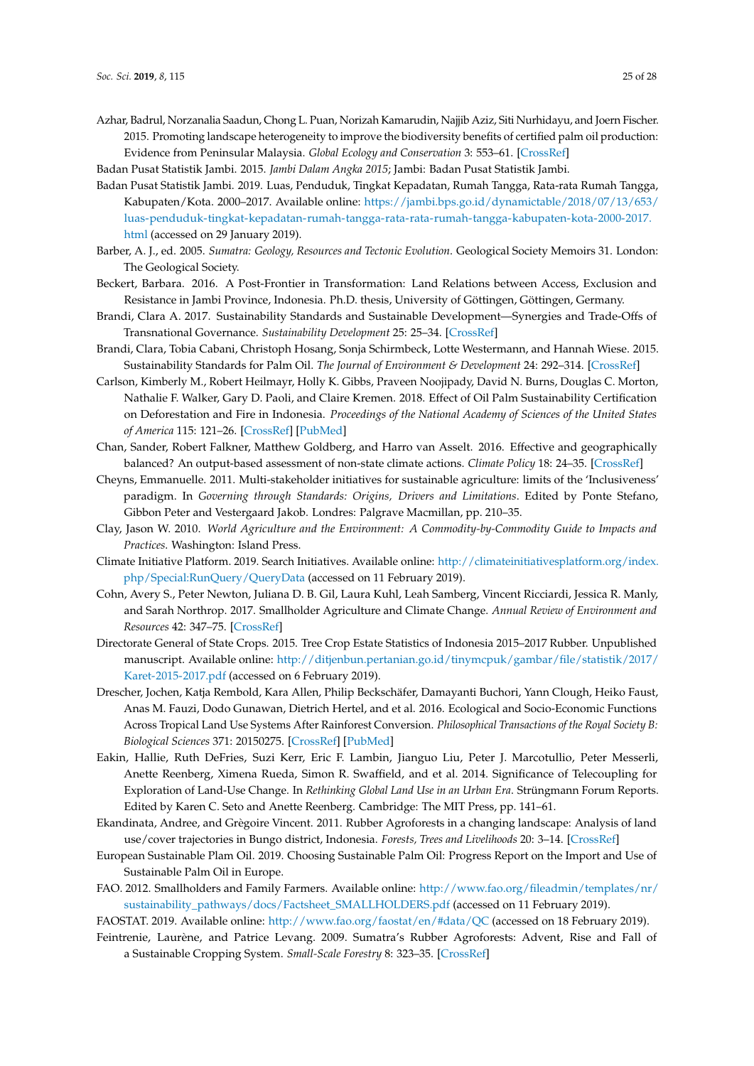Azhar, Badrul, Norzanalia Saadun, Chong L. Puan, Norizah Kamarudin, Najjib Aziz, Siti Nurhidayu, and Joern Fischer. 2015. Promoting landscape heterogeneity to improve the biodiversity benefits of certified palm oil production: Evidence from Peninsular Malaysia. *Global Ecology and Conservation* 3: 553–61. [CrossRef]

Badan Pusat Statistik Jambi. 2015. *Jambi Dalam Angka 2015*; Jambi: Badan Pusat Statistik Jambi.

Badan Pusat Statistik Jambi. 2019. Luas, Penduduk, Tingkat Kepadatan, Rumah Tangga, Rata-rata Rumah Tangga, Kabupaten/Kota. 2000–2017. Available online: https://jambi.bps.go.id/dynamictable/2018/07/13/653/luas-penduduk-tingkat-kepadatan-rumah-tangga-rata-rata-rumah-tangga-kabupaten-kota-2000-2017.html (accessed on 29 January 2019).

Barber, A. J., ed. 2005. *Sumatra: Geology, Resources and Tectonic Evolution*. Geological Society Memoirs 31. London: The Geological Society.

Beckert, Barbara. 2016. A Post-Frontier in Transformation: Land Relations between Access, Exclusion and Resistance in Jambi Province, Indonesia. Ph.D. thesis, University of Göttingen, Göttingen, Germany.

Brandi, Clara A. 2017. Sustainability Standards and Sustainable Development—Synergies and Trade-Offs of Transnational Governance. *Sustainability Development* 25: 25–34. [CrossRef]

Brandi, Clara, Tobia Cabani, Christoph Hosang, Sonja Schirmbeck, Lotte Westermann, and Hannah Wiese. 2015. Sustainability Standards for Palm Oil. *The Journal of Environment & Development* 24: 292–314. [CrossRef]

Carlson, Kimberly M., Robert Heilmayr, Holly K. Gibbs, Praveen Noojipady, David N. Burns, Douglas C. Morton, Nathalie F. Walker, Gary D. Paoli, and Claire Kremen. 2018. Effect of Oil Palm Sustainability Certification on Deforestation and Fire in Indonesia. *Proceedings of the National Academy of Sciences of the United States of America* 115: 121–26. [CrossRef] [PubMed]

Chan, Sander, Robert Falkner, Matthew Goldberg, and Harro van Asselt. 2016. Effective and geographically balanced? An output-based assessment of non-state climate actions. *Climate Policy* 18: 24–35. [CrossRef]

Cheyns, Emmanuelle. 2011. Multi-stakeholder initiatives for sustainable agriculture: limits of the 'Inclusiveness' paradigm. In *Governing through Standards: Origins, Drivers and Limitations*. Edited by Ponte Stefano, Gibbon Peter and Vestergaard Jakob. Londres: Palgrave Macmillan, pp. 210–35.

Clay, Jason W. 2010. *World Agriculture and the Environment: A Commodity-by-Commodity Guide to Impacts and Practices*. Washington: Island Press.

Climate Initiative Platform. 2019. Search Initiatives. Available online: http://climateinitiativesplatform.org/index.php/Special:RunQuery/QueryData (accessed on 11 February 2019).

Cohn, Avery S., Peter Newton, Juliana D. B. Gil, Laura Kuhl, Leah Samberg, Vincent Ricciardi, Jessica R. Manly, and Sarah Northrop. 2017. Smallholder Agriculture and Climate Change. *Annual Review of Environment and Resources* 42: 347–75. [CrossRef]

Directorate General of State Crops. 2015. Tree Crop Estate Statistics of Indonesia 2015–2017 Rubber. Unpublished manuscript. Available online: http://ditjenbun.pertanian.go.id/tinymcpuk/gambar/file/statistik/2017/Karet-2015-2017.pdf (accessed on 6 February 2019).

Drescher, Jochen, Katja Rembold, Kara Allen, Philip Beckschäfer, Damayanti Buchori, Yann Clough, Heiko Faust, Anas M. Fauzi, Dodo Gunawan, Dietrich Hertel, and et al. 2016. Ecological and Socio-Economic Functions Across Tropical Land Use Systems After Rainforest Conversion. *Philosophical Transactions of the Royal Society B: Biological Sciences* 371: 20150275. [CrossRef] [PubMed]

Eakin, Hallie, Ruth DeFries, Suzi Kerr, Eric F. Lambin, Jianguo Liu, Peter J. Marcotullio, Peter Messerli, Anette Reenberg, Ximena Rueda, Simon R. Swaffield, and et al. 2014. Significance of Telecoupling for Exploration of Land-Use Change. In *Rethinking Global Land Use in an Urban Era*. Strüngmann Forum Reports. Edited by Karen C. Seto and Anette Reenberg. Cambridge: The MIT Press, pp. 141–61.

Ekandinata, Andree, and Grègoire Vincent. 2011. Rubber Agroforests in a changing landscape: Analysis of land use/cover trajectories in Bungo district, Indonesia. *Forests, Trees and Livelihoods* 20: 3–14. [CrossRef]

European Sustainable Plam Oil. 2019. Choosing Sustainable Palm Oil: Progress Report on the Import and Use of Sustainable Palm Oil in Europe.

FAO. 2012. Smallholders and Family Farmers. Available online: http://www.fao.org/fileadmin/templates/nr/sustainability_pathways/docs/Factsheet_SMALLHOLDERS.pdf (accessed on 11 February 2019).

FAOSTAT. 2019. Available online: http://www.fao.org/faostat/en/#data/QC (accessed on 18 February 2019).

Feintrenie, Laurène, and Patrice Levang. 2009. Sumatra's Rubber Agroforests: Advent, Rise and Fall of a Sustainable Cropping System. *Small-Scale Forestry* 8: 323–35. [CrossRef]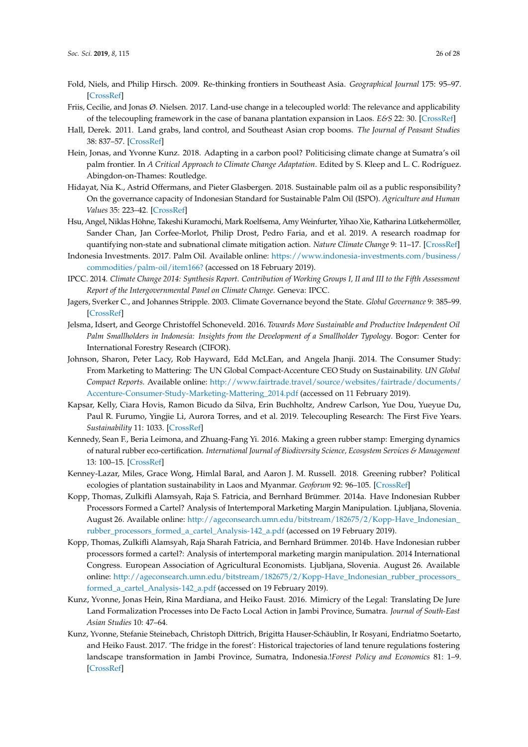Fold, Niels, and Philip Hirsch. 2009. Re-thinking frontiers in Southeast Asia. *Geographical Journal* 175: 95–97. [CrossRef]

Friis, Cecilie, and Jonas Ø. Nielsen. 2017. Land-use change in a telecoupled world: The relevance and applicability of the telecoupling framework in the case of banana plantation expansion in Laos. *E&S* 22: 30. [CrossRef]

Hall, Derek. 2011. Land grabs, land control, and Southeast Asian crop booms. *The Journal of Peasant Studies* 38: 837–57. [CrossRef]

Hein, Jonas, and Yvonne Kunz. 2018. Adapting in a carbon pool? Politicising climate change at Sumatra's oil palm frontier. In *A Critical Approach to Climate Change Adaptation*. Edited by S. Kleep and L. C. Rodríguez. Abingdon-on-Thames: Routledge.

Hidayat, Nia K., Astrid Offermans, and Pieter Glasbergen. 2018. Sustainable palm oil as a public responsibility? On the governance capacity of Indonesian Standard for Sustainable Palm Oil (ISPO). *Agriculture and Human Values* 35: 223–42. [CrossRef]

Hsu, Angel, Niklas Höhne, Takeshi Kuramochi, Mark Roelfsema, Amy Weinfurter, Yihao Xie, Katharina Lütkehermöller, Sander Chan, Jan Corfee-Morlot, Philip Drost, Pedro Faria, and et al. 2019. A research roadmap for quantifying non-state and subnational climate mitigation action. *Nature Climate Change* 9: 11–17. [CrossRef]

Indonesia Investments. 2017. Palm Oil. Available online: https://www.indonesia-investments.com/business/commodities/palm-oil/item166? (accessed on 18 February 2019).

IPCC. 2014. *Climate Change 2014: Synthesis Report. Contribution of Working Groups I, II and III to the Fifth Assessment Report of the Intergovernmental Panel on Climate Change*. Geneva: IPCC.

Jagers, Sverker C., and Johannes Stripple. 2003. Climate Governance beyond the State. *Global Governance* 9: 385–99. [CrossRef]

Jelsma, Idsert, and George Christoffel Schoneveld. 2016. *Towards More Sustainable and Productive Independent Oil Palm Smallholders in Indonesia: Insights from the Development of a Smallholder Typology*. Bogor: Center for International Forestry Research (CIFOR).

Johnson, Sharon, Peter Lacy, Rob Hayward, Edd McLEan, and Angela Jhanji. 2014. The Consumer Study: From Marketing to Mattering: The UN Global Compact-Accenture CEO Study on Sustainability. *UN Global Compact Reports*. Available online: http://www.fairtrade.travel/source/websites/fairtrade/documents/Accenture-Consumer-Study-Marketing-Mattering_2014.pdf (accessed on 11 February 2019).

Kapsar, Kelly, Ciara Hovis, Ramon Bicudo da Silva, Erin Buchholtz, Andrew Carlson, Yue Dou, Yueyue Du, Paul R. Furumo, Yingjie Li, Aurora Torres, and et al. 2019. Telecoupling Research: The First Five Years. *Sustainability* 11: 1033. [CrossRef]

Kennedy, Sean F., Beria Leimona, and Zhuang-Fang Yi. 2016. Making a green rubber stamp: Emerging dynamics of natural rubber eco-certification. *International Journal of Biodiversity Science, Ecosystem Services & Management* 13: 100–15. [CrossRef]

Kenney-Lazar, Miles, Grace Wong, Himlal Baral, and Aaron J. M. Russell. 2018. Greening rubber? Political ecologies of plantation sustainability in Laos and Myanmar. *Geoforum* 92: 96–105. [CrossRef]

Kopp, Thomas, Zulkifli Alamsyah, Raja S. Fatricia, and Bernhard Brümmer. 2014a. Have Indonesian Rubber Processors Formed a Cartel? Analysis of Intertemporal Marketing Margin Manipulation. Ljubljana, Slovenia. August 26. Available online: http://ageconsearch.umn.edu/bitstream/182675/2/Kopp-Have_Indonesian_rubber_processors_formed_a_cartel_Analysis-142_a.pdf (accessed on 19 February 2019).

Kopp, Thomas, Zulkifli Alamsyah, Raja Sharah Fatricia, and Bernhard Brümmer. 2014b. Have Indonesian rubber processors formed a cartel?: Analysis of intertemporal marketing margin manipulation. 2014 International Congress. European Association of Agricultural Economists. Ljubljana, Slovenia. August 26. Available online: http://ageconsearch.umn.edu/bitstream/182675/2/Kopp-Have_Indonesian_rubber_processors_formed_a_cartel_Analysis-142_a.pdf (accessed on 19 February 2019).

Kunz, Yvonne, Jonas Hein, Rina Mardiana, and Heiko Faust. 2016. Mimicry of the Legal: Translating De Jure Land Formalization Processes into De Facto Local Action in Jambi Province, Sumatra. *Journal of South-East Asian Studies* 10: 47–64.

Kunz, Yvonne, Stefanie Steinebach, Christoph Dittrich, Brigitta Hauser-Schäublin, Ir Rosyani, Endriatmo Soetarto, and Heiko Faust. 2017. 'The fridge in the forest': Historical trajectories of land tenure regulations fostering landscape transformation in Jambi Province, Sumatra, Indonesia.!*Forest Policy and Economics* 81: 1–9. [CrossRef]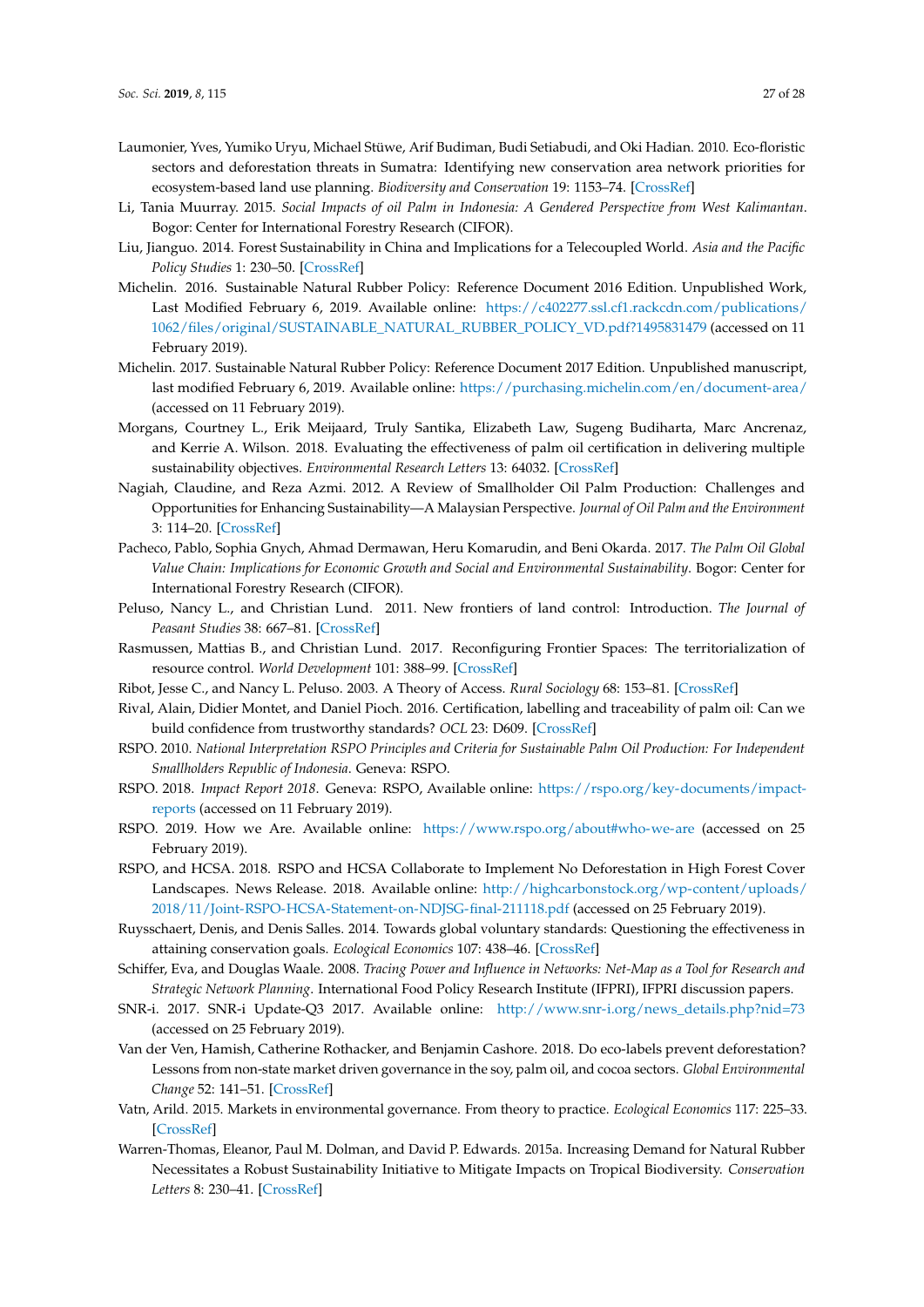Laumonier, Yves, Yumiko Uryu, Michael Stüwe, Arif Budiman, Budi Setiabudi, and Oki Hadian. 2010. Eco-floristic sectors and deforestation threats in Sumatra: Identifying new conservation area network priorities for ecosystem-based land use planning. *Biodiversity and Conservation* 19: 1153–74. [CrossRef]

Li, Tania Muurray. 2015. *Social Impacts of oil Palm in Indonesia: A Gendered Perspective from West Kalimantan*. Bogor: Center for International Forestry Research (CIFOR).

Liu, Jianguo. 2014. Forest Sustainability in China and Implications for a Telecoupled World. *Asia and the Pacific Policy Studies* 1: 230–50. [CrossRef]

Michelin. 2016. Sustainable Natural Rubber Policy: Reference Document 2016 Edition. Unpublished Work, Last Modified February 6, 2019. Available online: https://c402277.ssl.cf1.rackcdn.com/publications/1062/files/original/SUSTAINABLE_NATURAL_RUBBER_POLICY_VD.pdf?1495831479 (accessed on 11 February 2019).

Michelin. 2017. Sustainable Natural Rubber Policy: Reference Document 2017 Edition. Unpublished manuscript, last modified February 6, 2019. Available online: https://purchasing.michelin.com/en/document-area/ (accessed on 11 February 2019).

Morgans, Courtney L., Erik Meijaard, Truly Santika, Elizabeth Law, Sugeng Budiharta, Marc Ancrenaz, and Kerrie A. Wilson. 2018. Evaluating the effectiveness of palm oil certification in delivering multiple sustainability objectives. *Environmental Research Letters* 13: 64032. [CrossRef]

Nagiah, Claudine, and Reza Azmi. 2012. A Review of Smallholder Oil Palm Production: Challenges and Opportunities for Enhancing Sustainability—A Malaysian Perspective. *Journal of Oil Palm and the Environment* 3: 114–20. [CrossRef]

Pacheco, Pablo, Sophia Gnych, Ahmad Dermawan, Heru Komarudin, and Beni Okarda. 2017. *The Palm Oil Global Value Chain: Implications for Economic Growth and Social and Environmental Sustainability*. Bogor: Center for International Forestry Research (CIFOR).

Peluso, Nancy L., and Christian Lund. 2011. New frontiers of land control: Introduction. *The Journal of Peasant Studies* 38: 667–81. [CrossRef]

Rasmussen, Mattias B., and Christian Lund. 2017. Reconfiguring Frontier Spaces: The territorialization of resource control. *World Development* 101: 388–99. [CrossRef]

Ribot, Jesse C., and Nancy L. Peluso. 2003. A Theory of Access. *Rural Sociology* 68: 153–81. [CrossRef]

Rival, Alain, Didier Montet, and Daniel Pioch. 2016. Certification, labelling and traceability of palm oil: Can we build confidence from trustworthy standards? *OCL* 23: D609. [CrossRef]

RSPO. 2010. *National Interpretation RSPO Principles and Criteria for Sustainable Palm Oil Production: For Independent Smallholders Republic of Indonesia*. Geneva: RSPO.

RSPO. 2018. *Impact Report 2018*. Geneva: RSPO, Available online: https://rspo.org/key-documents/impact-reports (accessed on 11 February 2019).

RSPO. 2019. How we Are. Available online: https://www.rspo.org/about#who-we-are (accessed on 25 February 2019).

RSPO, and HCSA. 2018. RSPO and HCSA Collaborate to Implement No Deforestation in High Forest Cover Landscapes. News Release. 2018. Available online: http://highcarbonstock.org/wp-content/uploads/2018/11/Joint-RSPO-HCSA-Statement-on-NDJSG-final-211118.pdf (accessed on 25 February 2019).

Ruysschaert, Denis, and Denis Salles. 2014. Towards global voluntary standards: Questioning the effectiveness in attaining conservation goals. *Ecological Economics* 107: 438–46. [CrossRef]

Schiffer, Eva, and Douglas Waale. 2008. *Tracing Power and Influence in Networks: Net-Map as a Tool for Research and Strategic Network Planning*. International Food Policy Research Institute (IFPRI), IFPRI discussion papers.

SNR-i. 2017. SNR-i Update-Q3 2017. Available online: http://www.snr-i.org/news_details.php?nid=73 (accessed on 25 February 2019).

Van der Ven, Hamish, Catherine Rothacker, and Benjamin Cashore. 2018. Do eco-labels prevent deforestation? Lessons from non-state market driven governance in the soy, palm oil, and cocoa sectors. *Global Environmental Change* 52: 141–51. [CrossRef]

Vatn, Arild. 2015. Markets in environmental governance. From theory to practice. *Ecological Economics* 117: 225–33. [CrossRef]

Warren-Thomas, Eleanor, Paul M. Dolman, and David P. Edwards. 2015a. Increasing Demand for Natural Rubber Necessitates a Robust Sustainability Initiative to Mitigate Impacts on Tropical Biodiversity. *Conservation Letters* 8: 230–41. [CrossRef]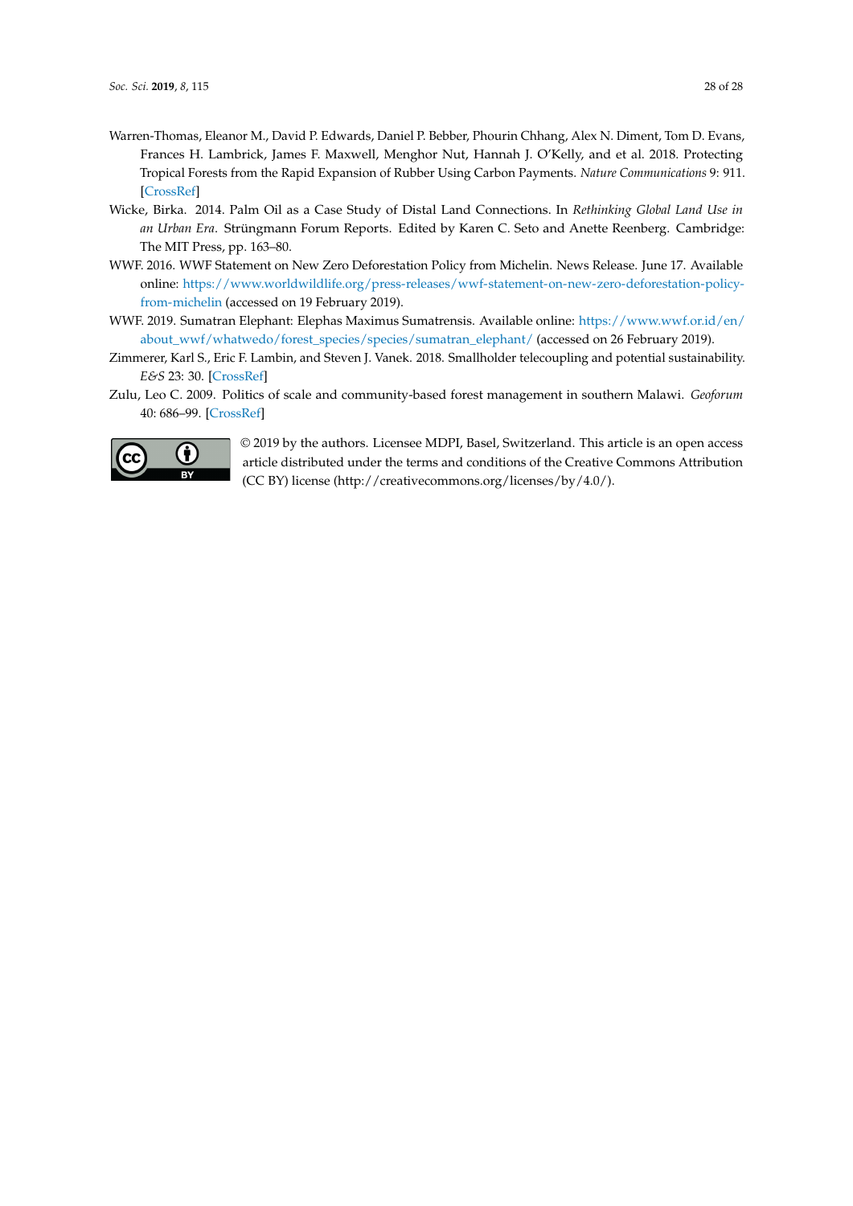Warren-Thomas, Eleanor M., David P. Edwards, Daniel P. Bebber, Phourin Chhang, Alex N. Diment, Tom D. Evans, Frances H. Lambrick, James F. Maxwell, Menghor Nut, Hannah J. O'Kelly, and et al. 2018. Protecting Tropical Forests from the Rapid Expansion of Rubber Using Carbon Payments. *Nature Communications* 9: 911. [CrossRef]

Wicke, Birka. 2014. Palm Oil as a Case Study of Distal Land Connections. In *Rethinking Global Land Use in an Urban Era*. Strüngmann Forum Reports. Edited by Karen C. Seto and Anette Reenberg. Cambridge: The MIT Press, pp. 163–80.

WWF. 2016. WWF Statement on New Zero Deforestation Policy from Michelin. News Release. June 17. Available online: https://www.worldwildlife.org/press-releases/wwf-statement-on-new-zero-deforestation-policy-from-michelin (accessed on 19 February 2019).

WWF. 2019. Sumatran Elephant: Elephas Maximus Sumatrensis. Available online: https://www.wwf.or.id/en/about_wwf/whatwedo/forest_species/species/sumatran_elephant/ (accessed on 26 February 2019).

Zimmerer, Karl S., Eric F. Lambin, and Steven J. Vanek. 2018. Smallholder telecoupling and potential sustainability. *E&S* 23: 30. [CrossRef]

Zulu, Leo C. 2009. Politics of scale and community-based forest management in southern Malawi. *Geoforum* 40: 686–99. [CrossRef]

© 2019 by the authors. Licensee MDPI, Basel, Switzerland. This article is an open access article distributed under the terms and conditions of the Creative Commons Attribution (CC BY) license (http://creativecommons.org/licenses/by/4.0/).